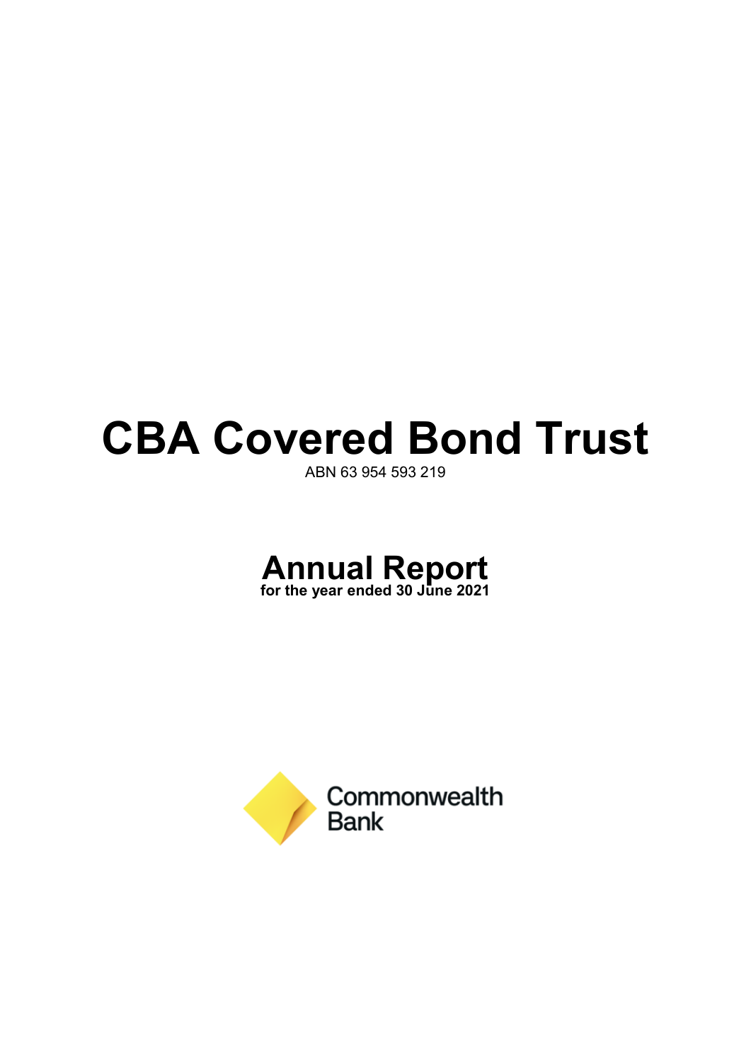# CBA Covered Bond Trust

ABN 63 954 593 219

## Annual Report

**for the year ended 30 June 2021**

Commonwealth Bank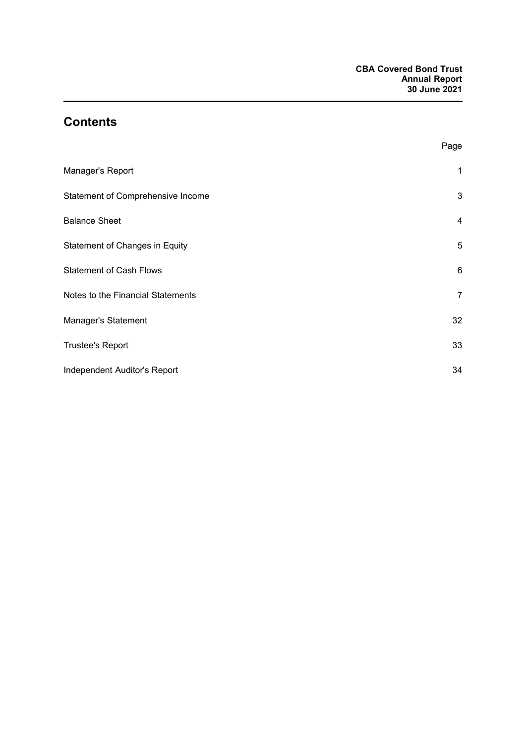# Contents

| | Page |
|---|---|
| Manager's Report | 1 |
| Statement of Comprehensive Income | 3 |
| Balance Sheet | 4 |
| Statement of Changes in Equity | 5 |
| Statement of Cash Flows | 6 |
| Notes to the Financial Statements | 7 |
| Manager's Statement | 32 |
| Trustee's Report | 33 |
| Independent Auditor's Report | 34 |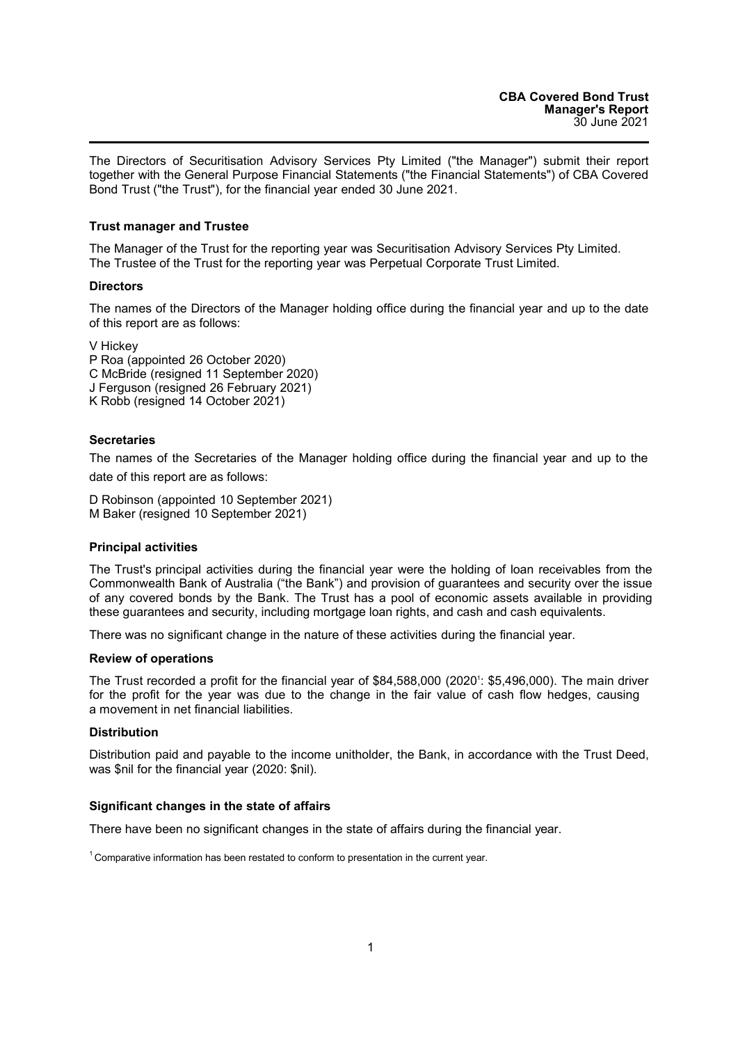The Directors of Securitisation Advisory Services Pty Limited ("the Manager") submit their report together with the General Purpose Financial Statements ("the Financial Statements") of CBA Covered Bond Trust ("the Trust"), for the financial year ended 30 June 2021.

**Trust manager and Trustee**

The Manager of the Trust for the reporting year was Securitisation Advisory Services Pty Limited.
The Trustee of the Trust for the reporting year was Perpetual Corporate Trust Limited.

**Directors**

The names of the Directors of the Manager holding office during the financial year and up to the date of this report are as follows:

V Hickey
P Roa (appointed 26 October 2020)
C McBride (resigned 11 September 2020)
J Ferguson (resigned 26 February 2021)
K Robb (resigned 14 October 2021)

**Secretaries**

The names of the Secretaries of the Manager holding office during the financial year and up to the date of this report are as follows:

D Robinson (appointed 10 September 2021)
M Baker (resigned 10 September 2021)

**Principal activities**

The Trust's principal activities during the financial year were the holding of loan receivables from the Commonwealth Bank of Australia ("the Bank") and provision of guarantees and security over the issue of any covered bonds by the Bank. The Trust has a pool of economic assets available in providing these guarantees and security, including mortgage loan rights, and cash and cash equivalents.

There was no significant change in the nature of these activities during the financial year.

**Review of operations**

The Trust recorded a profit for the financial year of $84,588,000 (2020[1]: $5,496,000). The main driver for the profit for the year was due to the change in the fair value of cash flow hedges, causing a movement in net financial liabilities.

**Distribution**

Distribution paid and payable to the income unitholder, the Bank, in accordance with the Trust Deed, was $nil for the financial year (2020: $nil).

**Significant changes in the state of affairs**

There have been no significant changes in the state of affairs during the financial year.

[1] Comparative information has been restated to conform to presentation in the current year.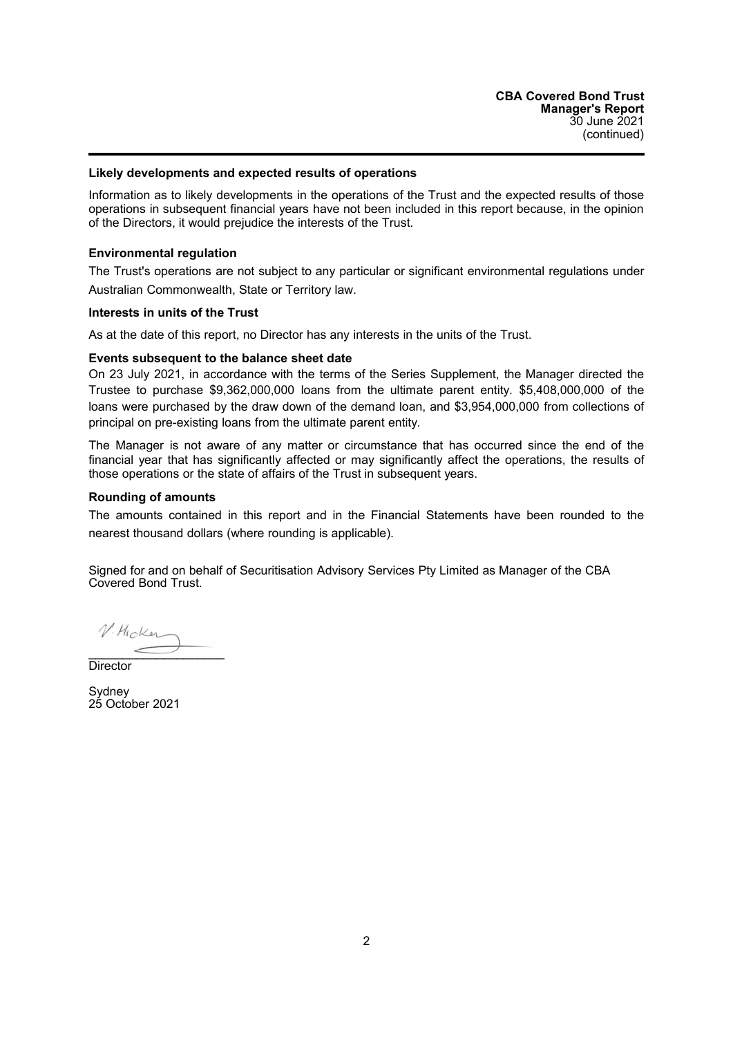#### Likely developments and expected results of operations

Information as to likely developments in the operations of the Trust and the expected results of those operations in subsequent financial years have not been included in this report because, in the opinion of the Directors, it would prejudice the interests of the Trust.

#### Environmental regulation

The Trust's operations are not subject to any particular or significant environmental regulations under Australian Commonwealth, State or Territory law.

#### Interests in units of the Trust

As at the date of this report, no Director has any interests in the units of the Trust.

#### Events subsequent to the balance sheet date

On 23 July 2021, in accordance with the terms of the Series Supplement, the Manager directed the Trustee to purchase $9,362,000,000 loans from the ultimate parent entity. $5,408,000,000 of the loans were purchased by the draw down of the demand loan, and $3,954,000,000 from collections of principal on pre-existing loans from the ultimate parent entity.

The Manager is not aware of any matter or circumstance that has occurred since the end of the financial year that has significantly affected or may significantly affect the operations, the results of those operations or the state of affairs of the Trust in subsequent years.

#### Rounding of amounts

The amounts contained in this report and in the Financial Statements have been rounded to the nearest thousand dollars (where rounding is applicable).

Signed for and on behalf of Securitisation Advisory Services Pty Limited as Manager of the CBA Covered Bond Trust.

V. Hicken

\_\_\_\_\_\_\_\_\_\_\_\_\_\_\_\_\_\_\_\_\_

Director

Sydney
25 October 2021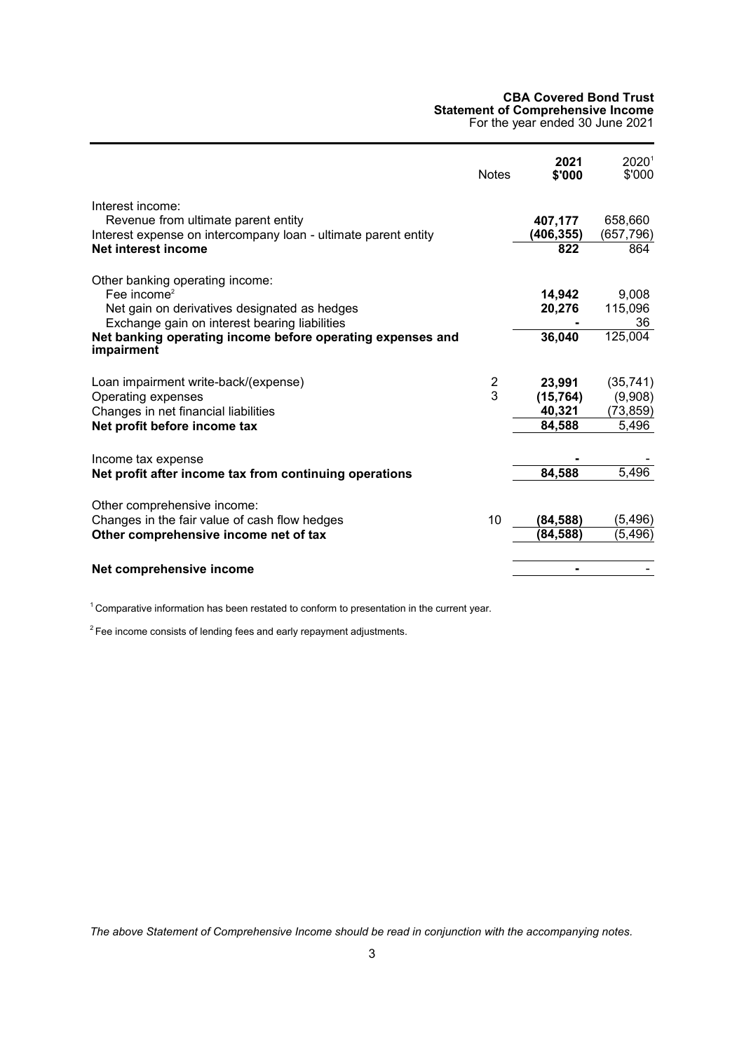**CBA Covered Bond Trust**
**Statement of Comprehensive Income**
For the year ended 30 June 2021

| | Notes | **2021 $'000** | 2020[1] $'000 |
|---|---|---|---|
| Interest income: | | | |
| Revenue from ultimate parent entity | | **407,177** | 658,660 |
| Interest expense on intercompany loan - ultimate parent entity | | **(406,355)** | (657,796) |
| **Net interest income** | | **822** | 864 |
| Other banking operating income: | | | |
| Fee income[2] | | **14,942** | 9,008 |
| Net gain on derivatives designated as hedges | | **20,276** | 115,096 |
| Exchange gain on interest bearing liabilities | | **-** | 36 |
| **Net banking operating income before operating expenses and impairment** | | **36,040** | 125,004 |
| Loan impairment write-back/(expense) | 2 | **23,991** | (35,741) |
| Operating expenses | 3 | **(15,764)** | (9,908) |
| Changes in net financial liabilities | | **40,321** | (73,859) |
| **Net profit before income tax** | | **84,588** | 5,496 |
| Income tax expense | | **-** | - |
| **Net profit after income tax from continuing operations** | | **84,588** | 5,496 |
| Other comprehensive income: | | | |
| Changes in the fair value of cash flow hedges | 10 | **(84,588)** | (5,496) |
| **Other comprehensive income net of tax** | | **(84,588)** | (5,496) |
| **Net comprehensive income** | | **-** | - |

[1] Comparative information has been restated to conform to presentation in the current year.

[2] Fee income consists of lending fees and early repayment adjustments.

*The above Statement of Comprehensive Income should be read in conjunction with the accompanying notes.*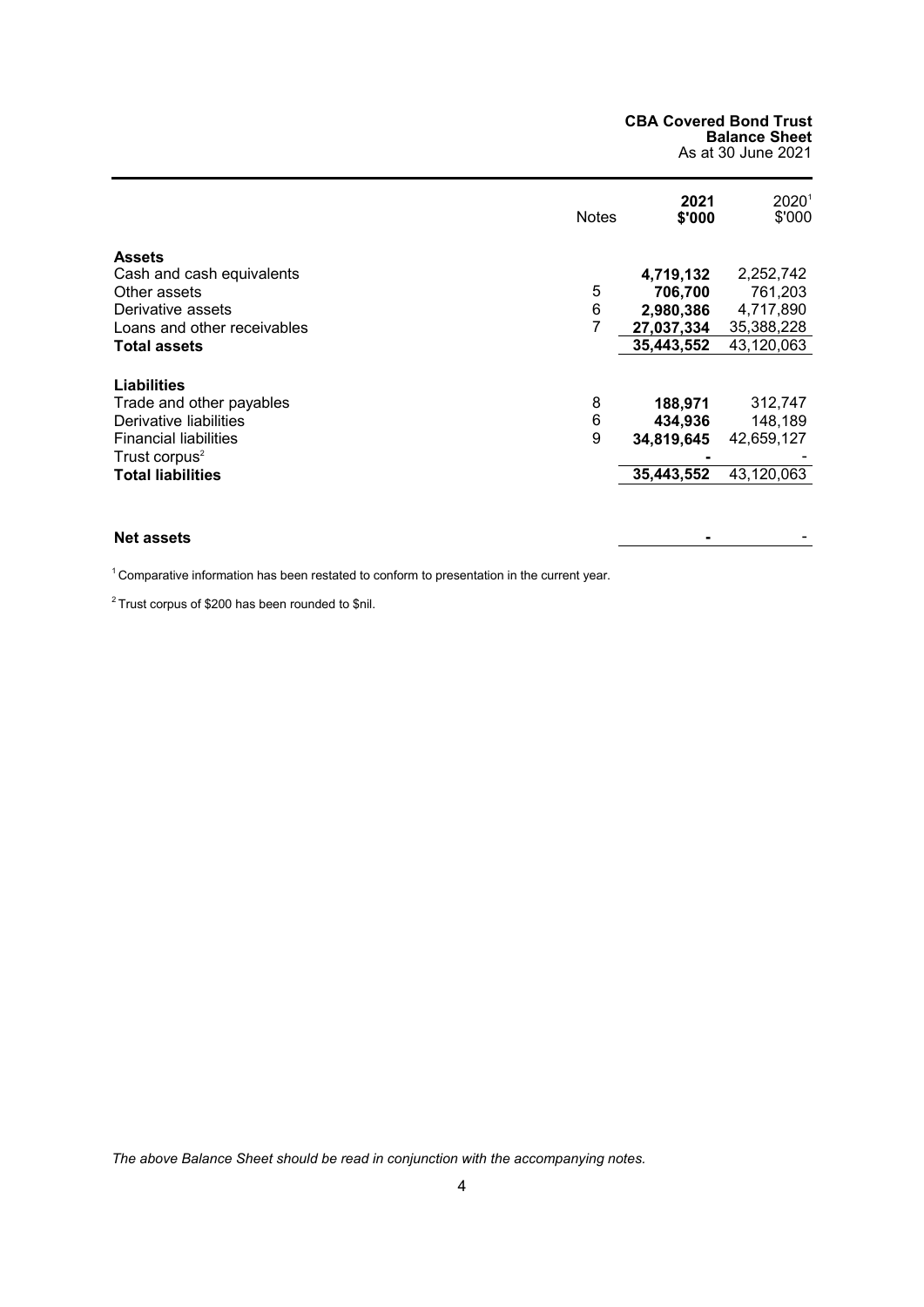**CBA Covered Bond Trust**
**Balance Sheet**
As at 30 June 2021

| | Notes | **2021 $'000** | 2020[1] $'000 |
|---|---|---|---|
| **Assets** | | | |
| Cash and cash equivalents | | **4,719,132** | 2,252,742 |
| Other assets | 5 | **706,700** | 761,203 |
| Derivative assets | 6 | **2,980,386** | 4,717,890 |
| Loans and other receivables | 7 | **27,037,334** | 35,388,228 |
| **Total assets** | | **35,443,552** | 43,120,063 |
| **Liabilities** | | | |
| Trade and other payables | 8 | **188,971** | 312,747 |
| Derivative liabilities | 6 | **434,936** | 148,189 |
| Financial liabilities | 9 | **34,819,645** | 42,659,127 |
| Trust corpus[2] | | **-** | - |
| **Total liabilities** | | **35,443,552** | 43,120,063 |
| **Net assets** | | **-** | - |

[1] Comparative information has been restated to conform to presentation in the current year.

[2] Trust corpus of $200 has been rounded to $nil.

*The above Balance Sheet should be read in conjunction with the accompanying notes.*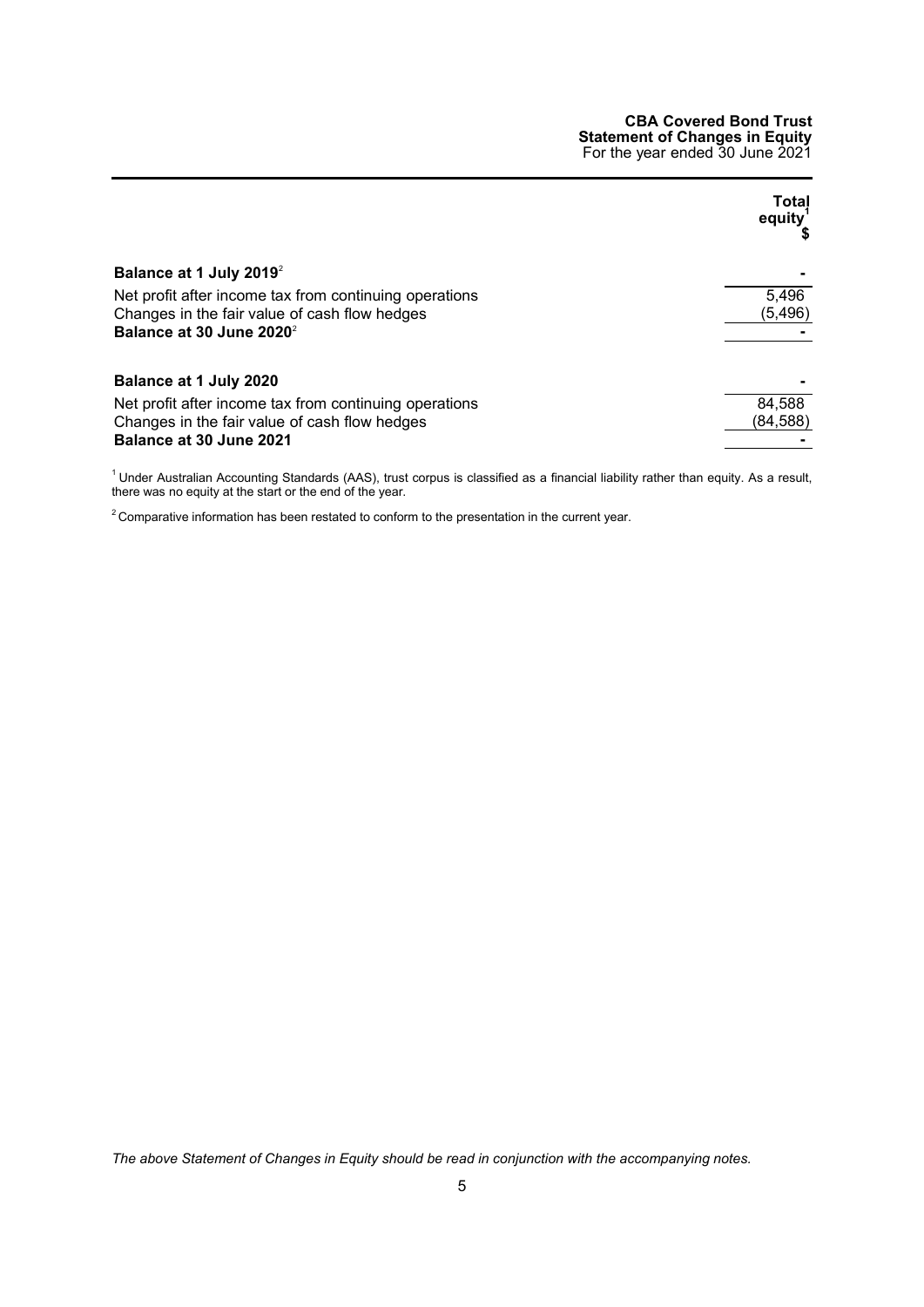**CBA Covered Bond Trust**
**Statement of Changes in Equity**
For the year ended 30 June 2021

| | Total equity[1] $ |
|---|---|
| **Balance at 1 July 2019**[2] | - |
| Net profit after income tax from continuing operations | 5,496 |
| Changes in the fair value of cash flow hedges | (5,496) |
| **Balance at 30 June 2020**[2] | - |
| | |
| **Balance at 1 July 2020** | - |
| Net profit after income tax from continuing operations | 84,588 |
| Changes in the fair value of cash flow hedges | (84,588) |
| **Balance at 30 June 2021** | - |

[1] Under Australian Accounting Standards (AAS), trust corpus is classified as a financial liability rather than equity. As a result, there was no equity at the start or the end of the year.

[2] Comparative information has been restated to conform to the presentation in the current year.

*The above Statement of Changes in Equity should be read in conjunction with the accompanying notes.*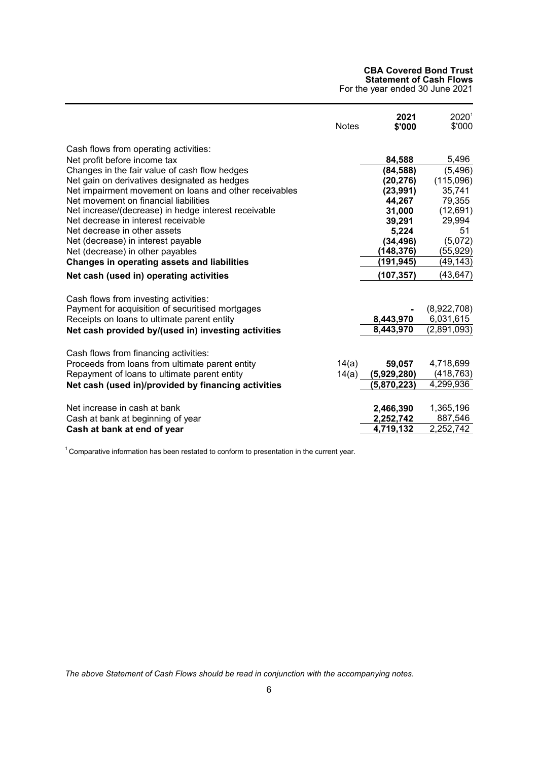**CBA Covered Bond Trust**
**Statement of Cash Flows**
For the year ended 30 June 2021

| | Notes | **2021 $'000** | 2020[1] $'000 |
|---|---|---|---|
| Cash flows from operating activities: | | | |
| Net profit before income tax | | **84,588** | 5,496 |
| Changes in the fair value of cash flow hedges | | **(84,588)** | (5,496) |
| Net gain on derivatives designated as hedges | | **(20,276)** | (115,096) |
| Net impairment movement on loans and other receivables | | **(23,991)** | 35,741 |
| Net movement on financial liabilities | | **44,267** | 79,355 |
| Net increase/(decrease) in hedge interest receivable | | **31,000** | (12,691) |
| Net decrease in interest receivable | | **39,291** | 29,994 |
| Net decrease in other assets | | **5,224** | 51 |
| Net (decrease) in interest payable | | **(34,496)** | (5,072) |
| Net (decrease) in other payables | | **(148,376)** | (55,929) |
| **Changes in operating assets and liabilities** | | **(191,945)** | (49,143) |
| **Net cash (used in) operating activities** | | **(107,357)** | (43,647) |
| | | | |
| Cash flows from investing activities: | | | |
| Payment for acquisition of securitised mortgages | | **-** | (8,922,708) |
| Receipts on loans to ultimate parent entity | | **8,443,970** | 6,031,615 |
| **Net cash provided by/(used in) investing activities** | | **8,443,970** | (2,891,093) |
| | | | |
| Cash flows from financing activities: | | | |
| Proceeds from loans from ultimate parent entity | 14(a) | **59,057** | 4,718,699 |
| Repayment of loans to ultimate parent entity | 14(a) | **(5,929,280)** | (418,763) |
| **Net cash (used in)/provided by financing activities** | | **(5,870,223)** | 4,299,936 |
| | | | |
| Net increase in cash at bank | | **2,466,390** | 1,365,196 |
| Cash at bank at beginning of year | | **2,252,742** | 887,546 |
| **Cash at bank at end of year** | | **4,719,132** | 2,252,742 |

[1] Comparative information has been restated to conform to presentation in the current year.

*The above Statement of Cash Flows should be read in conjunction with the accompanying notes.*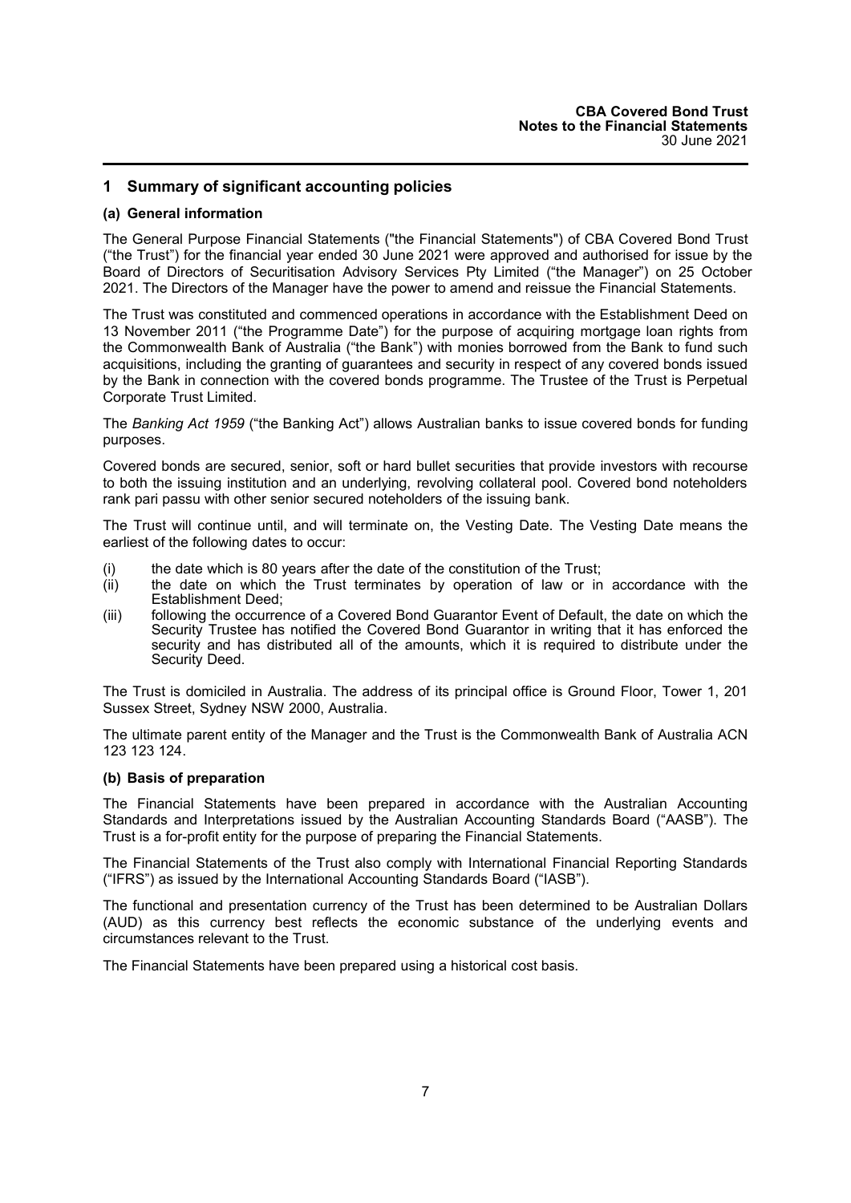## 1 Summary of significant accounting policies

### (a) General information

The General Purpose Financial Statements ("the Financial Statements") of CBA Covered Bond Trust ("the Trust") for the financial year ended 30 June 2021 were approved and authorised for issue by the Board of Directors of Securitisation Advisory Services Pty Limited ("the Manager") on 25 October 2021. The Directors of the Manager have the power to amend and reissue the Financial Statements.

The Trust was constituted and commenced operations in accordance with the Establishment Deed on 13 November 2011 ("the Programme Date") for the purpose of acquiring mortgage loan rights from the Commonwealth Bank of Australia ("the Bank") with monies borrowed from the Bank to fund such acquisitions, including the granting of guarantees and security in respect of any covered bonds issued by the Bank in connection with the covered bonds programme. The Trustee of the Trust is Perpetual Corporate Trust Limited.

The *Banking Act 1959* ("the Banking Act") allows Australian banks to issue covered bonds for funding purposes.

Covered bonds are secured, senior, soft or hard bullet securities that provide investors with recourse to both the issuing institution and an underlying, revolving collateral pool. Covered bond noteholders rank pari passu with other senior secured noteholders of the issuing bank.

The Trust will continue until, and will terminate on, the Vesting Date. The Vesting Date means the earliest of the following dates to occur:

(i) the date which is 80 years after the date of the constitution of the Trust;

(ii) the date on which the Trust terminates by operation of law or in accordance with the Establishment Deed;

(iii) following the occurrence of a Covered Bond Guarantor Event of Default, the date on which the Security Trustee has notified the Covered Bond Guarantor in writing that it has enforced the security and has distributed all of the amounts, which it is required to distribute under the Security Deed.

The Trust is domiciled in Australia. The address of its principal office is Ground Floor, Tower 1, 201 Sussex Street, Sydney NSW 2000, Australia.

The ultimate parent entity of the Manager and the Trust is the Commonwealth Bank of Australia ACN 123 123 124.

### (b) Basis of preparation

The Financial Statements have been prepared in accordance with the Australian Accounting Standards and Interpretations issued by the Australian Accounting Standards Board ("AASB"). The Trust is a for-profit entity for the purpose of preparing the Financial Statements.

The Financial Statements of the Trust also comply with International Financial Reporting Standards ("IFRS") as issued by the International Accounting Standards Board ("IASB").

The functional and presentation currency of the Trust has been determined to be Australian Dollars (AUD) as this currency best reflects the economic substance of the underlying events and circumstances relevant to the Trust.

The Financial Statements have been prepared using a historical cost basis.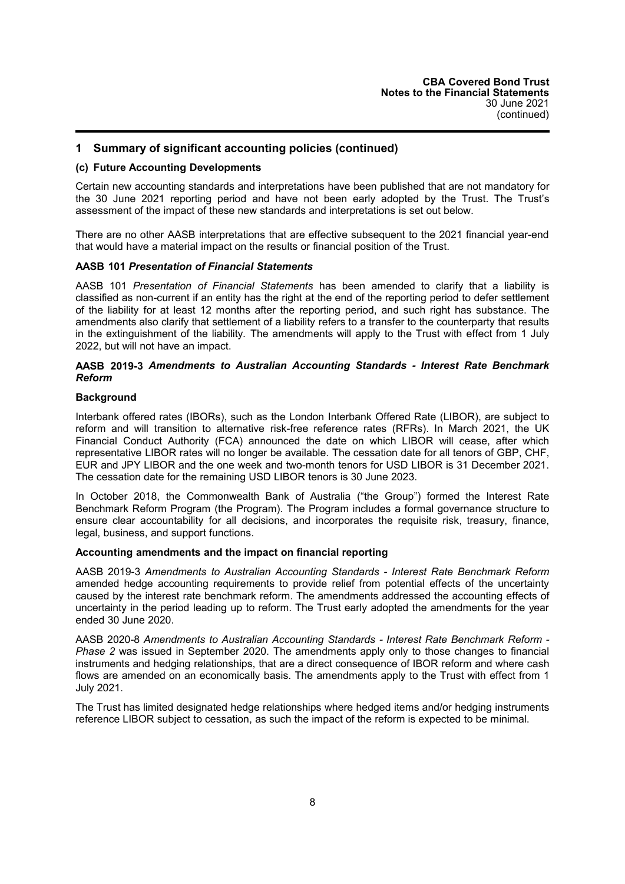## 1 Summary of significant accounting policies (continued)

### (c) Future Accounting Developments

Certain new accounting standards and interpretations have been published that are not mandatory for the 30 June 2021 reporting period and have not been early adopted by the Trust. The Trust's assessment of the impact of these new standards and interpretations is set out below.

There are no other AASB interpretations that are effective subsequent to the 2021 financial year-end that would have a material impact on the results or financial position of the Trust.

**AASB 101 *Presentation of Financial Statements***

AASB 101 *Presentation of Financial Statements* has been amended to clarify that a liability is classified as non-current if an entity has the right at the end of the reporting period to defer settlement of the liability for at least 12 months after the reporting period, and such right has substance. The amendments also clarify that settlement of a liability refers to a transfer to the counterparty that results in the extinguishment of the liability. The amendments will apply to the Trust with effect from 1 July 2022, but will not have an impact.

**AASB 2019-3 *Amendments to Australian Accounting Standards - Interest Rate Benchmark Reform***

**Background**

Interbank offered rates (IBORs), such as the London Interbank Offered Rate (LIBOR), are subject to reform and will transition to alternative risk-free reference rates (RFRs). In March 2021, the UK Financial Conduct Authority (FCA) announced the date on which LIBOR will cease, after which representative LIBOR rates will no longer be available. The cessation date for all tenors of GBP, CHF, EUR and JPY LIBOR and the one week and two-month tenors for USD LIBOR is 31 December 2021. The cessation date for the remaining USD LIBOR tenors is 30 June 2023.

In October 2018, the Commonwealth Bank of Australia ("the Group") formed the Interest Rate Benchmark Reform Program (the Program). The Program includes a formal governance structure to ensure clear accountability for all decisions, and incorporates the requisite risk, treasury, finance, legal, business, and support functions.

**Accounting amendments and the impact on financial reporting**

AASB 2019-3 *Amendments to Australian Accounting Standards - Interest Rate Benchmark Reform* amended hedge accounting requirements to provide relief from potential effects of the uncertainty caused by the interest rate benchmark reform. The amendments addressed the accounting effects of uncertainty in the period leading up to reform. The Trust early adopted the amendments for the year ended 30 June 2020.

AASB 2020-8 *Amendments to Australian Accounting Standards - Interest Rate Benchmark Reform - Phase 2* was issued in September 2020. The amendments apply only to those changes to financial instruments and hedging relationships, that are a direct consequence of IBOR reform and where cash flows are amended on an economically basis. The amendments apply to the Trust with effect from 1 July 2021.

The Trust has limited designated hedge relationships where hedged items and/or hedging instruments reference LIBOR subject to cessation, as such the impact of the reform is expected to be minimal.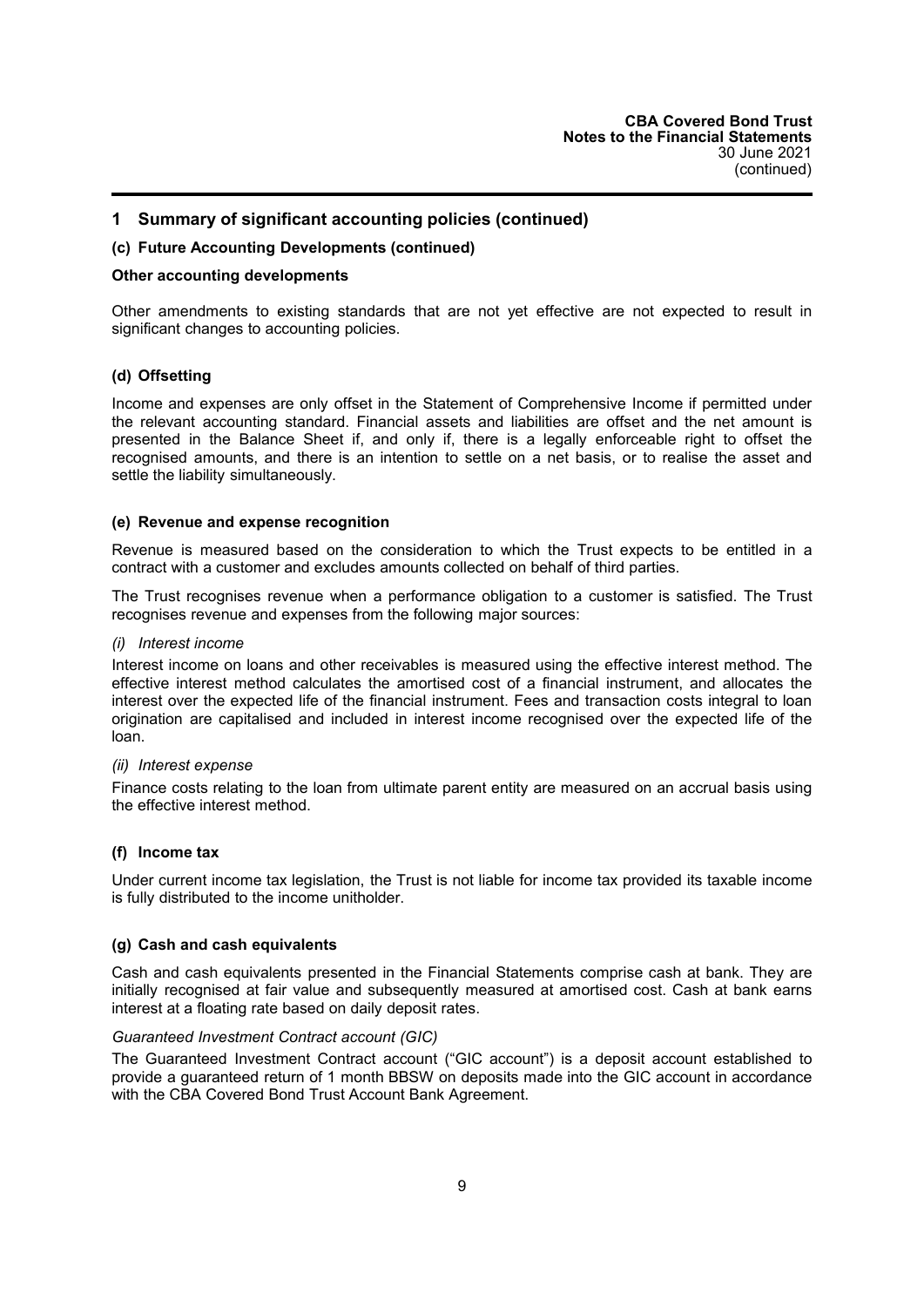## 1 Summary of significant accounting policies (continued)

### (c) Future Accounting Developments (continued)

**Other accounting developments**

Other amendments to existing standards that are not yet effective are not expected to result in significant changes to accounting policies.

### (d) Offsetting

Income and expenses are only offset in the Statement of Comprehensive Income if permitted under the relevant accounting standard. Financial assets and liabilities are offset and the net amount is presented in the Balance Sheet if, and only if, there is a legally enforceable right to offset the recognised amounts, and there is an intention to settle on a net basis, or to realise the asset and settle the liability simultaneously.

### (e) Revenue and expense recognition

Revenue is measured based on the consideration to which the Trust expects to be entitled in a contract with a customer and excludes amounts collected on behalf of third parties.

The Trust recognises revenue when a performance obligation to a customer is satisfied. The Trust recognises revenue and expenses from the following major sources:

*(i) Interest income*

Interest income on loans and other receivables is measured using the effective interest method. The effective interest method calculates the amortised cost of a financial instrument, and allocates the interest over the expected life of the financial instrument. Fees and transaction costs integral to loan origination are capitalised and included in interest income recognised over the expected life of the loan.

*(ii) Interest expense*

Finance costs relating to the loan from ultimate parent entity are measured on an accrual basis using the effective interest method.

### (f) Income tax

Under current income tax legislation, the Trust is not liable for income tax provided its taxable income is fully distributed to the income unitholder.

### (g) Cash and cash equivalents

Cash and cash equivalents presented in the Financial Statements comprise cash at bank. They are initially recognised at fair value and subsequently measured at amortised cost. Cash at bank earns interest at a floating rate based on daily deposit rates.

*Guaranteed Investment Contract account (GIC)*

The Guaranteed Investment Contract account ("GIC account") is a deposit account established to provide a guaranteed return of 1 month BBSW on deposits made into the GIC account in accordance with the CBA Covered Bond Trust Account Bank Agreement.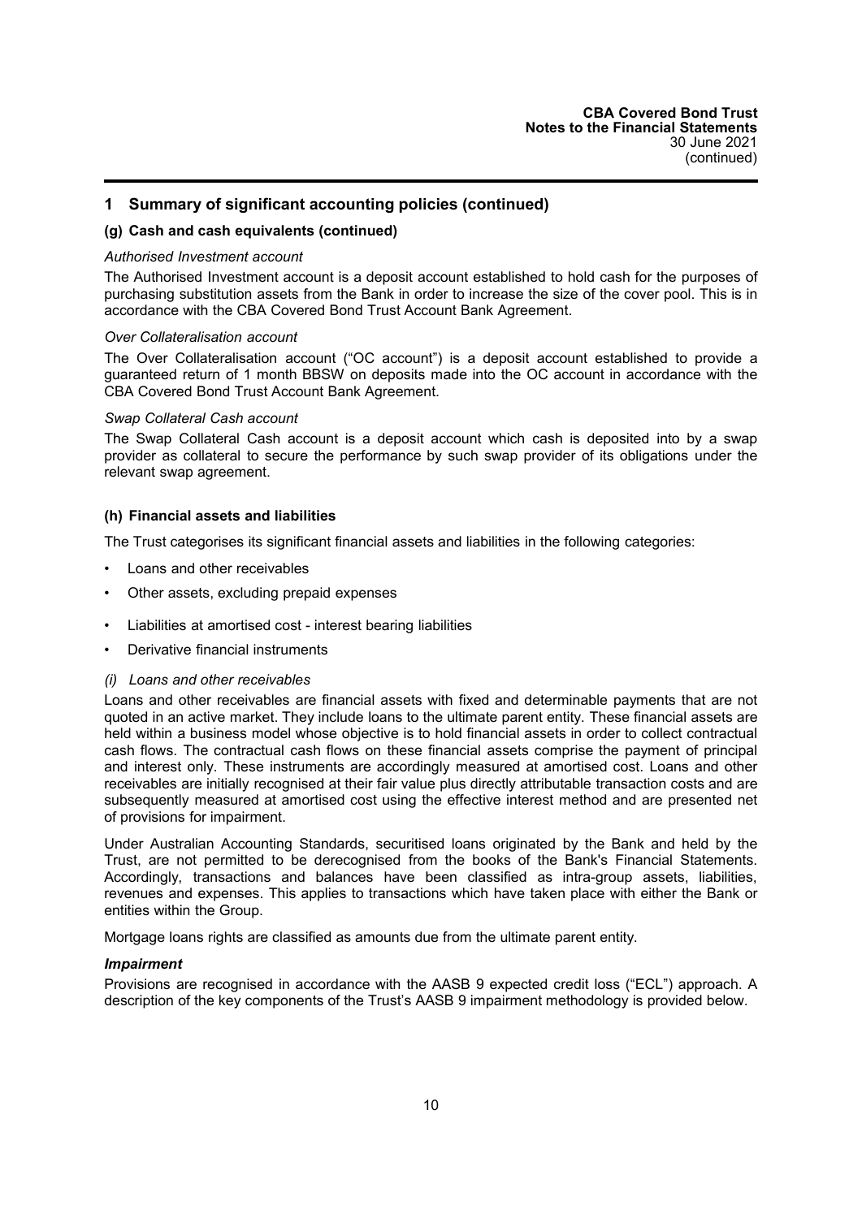## 1 Summary of significant accounting policies (continued)

### (g) Cash and cash equivalents (continued)

*Authorised Investment account*

The Authorised Investment account is a deposit account established to hold cash for the purposes of purchasing substitution assets from the Bank in order to increase the size of the cover pool. This is in accordance with the CBA Covered Bond Trust Account Bank Agreement.

*Over Collateralisation account*

The Over Collateralisation account ("OC account") is a deposit account established to provide a guaranteed return of 1 month BBSW on deposits made into the OC account in accordance with the CBA Covered Bond Trust Account Bank Agreement.

*Swap Collateral Cash account*

The Swap Collateral Cash account is a deposit account which cash is deposited into by a swap provider as collateral to secure the performance by such swap provider of its obligations under the relevant swap agreement.

### (h) Financial assets and liabilities

The Trust categorises its significant financial assets and liabilities in the following categories:

- Loans and other receivables
- Other assets, excluding prepaid expenses
- Liabilities at amortised cost - interest bearing liabilities
- Derivative financial instruments

*(i) Loans and other receivables*

Loans and other receivables are financial assets with fixed and determinable payments that are not quoted in an active market. They include loans to the ultimate parent entity. These financial assets are held within a business model whose objective is to hold financial assets in order to collect contractual cash flows. The contractual cash flows on these financial assets comprise the payment of principal and interest only. These instruments are accordingly measured at amortised cost. Loans and other receivables are initially recognised at their fair value plus directly attributable transaction costs and are subsequently measured at amortised cost using the effective interest method and are presented net of provisions for impairment.

Under Australian Accounting Standards, securitised loans originated by the Bank and held by the Trust, are not permitted to be derecognised from the books of the Bank's Financial Statements. Accordingly, transactions and balances have been classified as intra-group assets, liabilities, revenues and expenses. This applies to transactions which have taken place with either the Bank or entities within the Group.

Mortgage loans rights are classified as amounts due from the ultimate parent entity.

***Impairment***

Provisions are recognised in accordance with the AASB 9 expected credit loss ("ECL") approach. A description of the key components of the Trust's AASB 9 impairment methodology is provided below.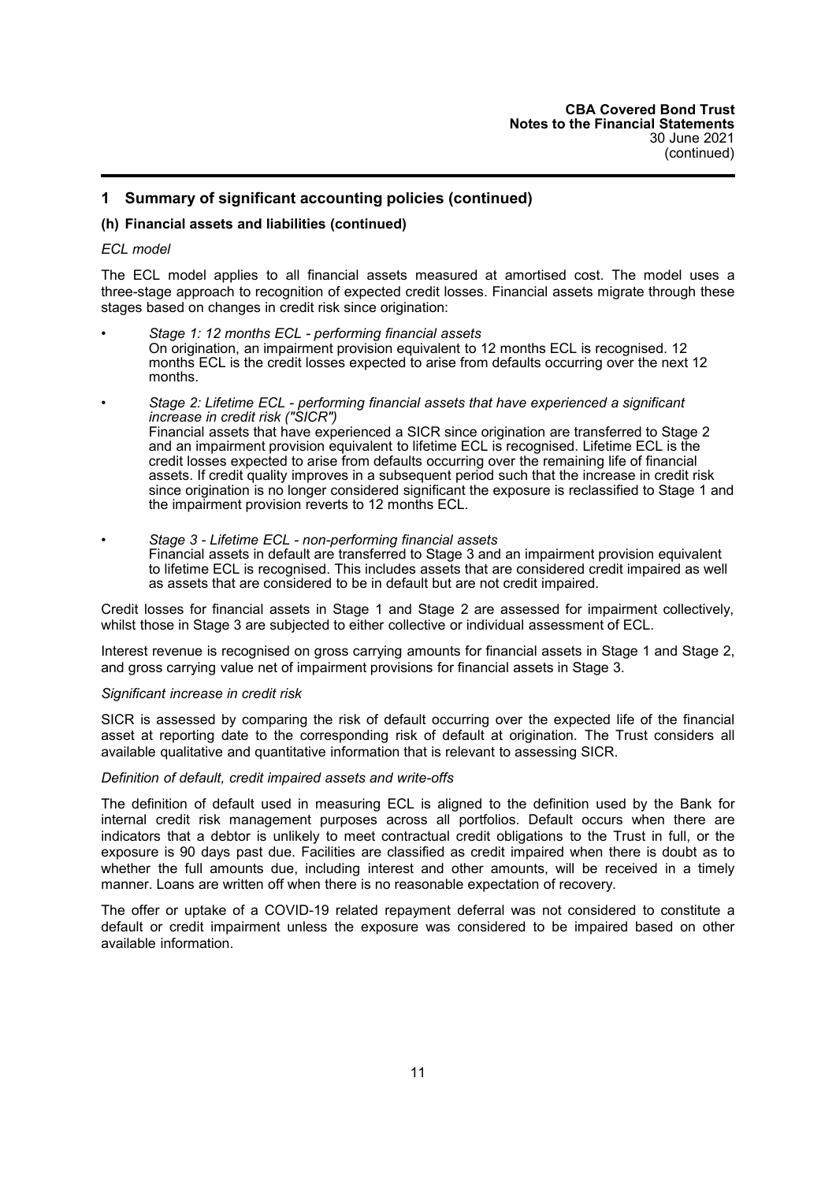## 1 Summary of significant accounting policies (continued)

### (h) Financial assets and liabilities (continued)

*ECL model*

The ECL model applies to all financial assets measured at amortised cost. The model uses a three-stage approach to recognition of expected credit losses. Financial assets migrate through these stages based on changes in credit risk since origination:

- *Stage 1: 12 months ECL - performing financial assets*
  On origination, an impairment provision equivalent to 12 months ECL is recognised. 12 months ECL is the credit losses expected to arise from defaults occurring over the next 12 months.

- *Stage 2: Lifetime ECL - performing financial assets that have experienced a significant increase in credit risk ("SICR")*
  Financial assets that have experienced a SICR since origination are transferred to Stage 2 and an impairment provision equivalent to lifetime ECL is recognised. Lifetime ECL is the credit losses expected to arise from defaults occurring over the remaining life of financial assets. If credit quality improves in a subsequent period such that the increase in credit risk since origination is no longer considered significant the exposure is reclassified to Stage 1 and the impairment provision reverts to 12 months ECL.

- *Stage 3 - Lifetime ECL - non-performing financial assets*
  Financial assets in default are transferred to Stage 3 and an impairment provision equivalent to lifetime ECL is recognised. This includes assets that are considered credit impaired as well as assets that are considered to be in default but are not credit impaired.

Credit losses for financial assets in Stage 1 and Stage 2 are assessed for impairment collectively, whilst those in Stage 3 are subjected to either collective or individual assessment of ECL.

Interest revenue is recognised on gross carrying amounts for financial assets in Stage 1 and Stage 2, and gross carrying value net of impairment provisions for financial assets in Stage 3.

*Significant increase in credit risk*

SICR is assessed by comparing the risk of default occurring over the expected life of the financial asset at reporting date to the corresponding risk of default at origination. The Trust considers all available qualitative and quantitative information that is relevant to assessing SICR.

*Definition of default, credit impaired assets and write-offs*

The definition of default used in measuring ECL is aligned to the definition used by the Bank for internal credit risk management purposes across all portfolios. Default occurs when there are indicators that a debtor is unlikely to meet contractual credit obligations to the Trust in full, or the exposure is 90 days past due. Facilities are classified as credit impaired when there is doubt as to whether the full amounts due, including interest and other amounts, will be received in a timely manner. Loans are written off when there is no reasonable expectation of recovery.

The offer or uptake of a COVID-19 related repayment deferral was not considered to constitute a default or credit impairment unless the exposure was considered to be impaired based on other available information.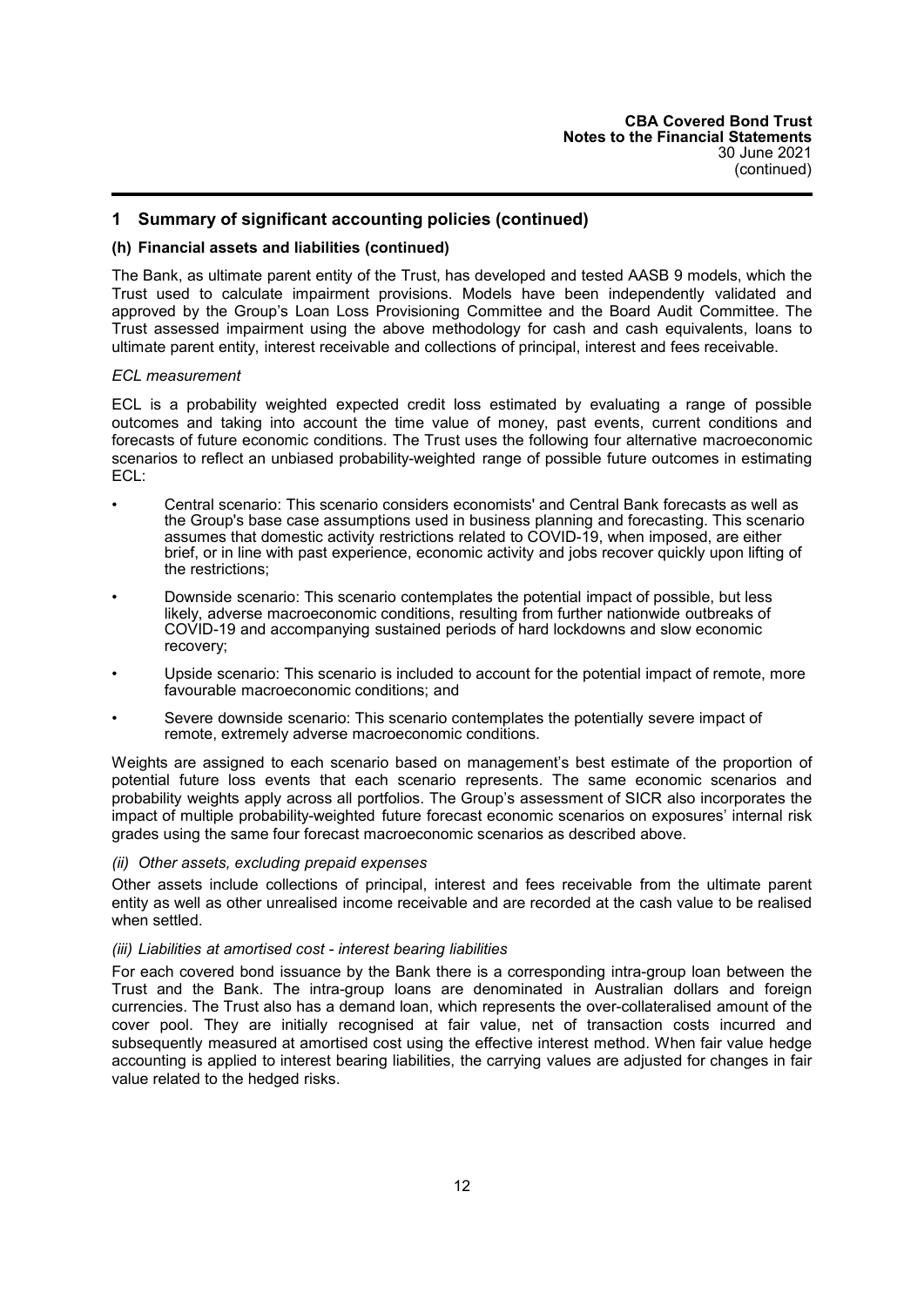## 1 Summary of significant accounting policies (continued)

### (h) Financial assets and liabilities (continued)

The Bank, as ultimate parent entity of the Trust, has developed and tested AASB 9 models, which the Trust used to calculate impairment provisions. Models have been independently validated and approved by the Group's Loan Loss Provisioning Committee and the Board Audit Committee. The Trust assessed impairment using the above methodology for cash and cash equivalents, loans to ultimate parent entity, interest receivable and collections of principal, interest and fees receivable.

*ECL measurement*

ECL is a probability weighted expected credit loss estimated by evaluating a range of possible outcomes and taking into account the time value of money, past events, current conditions and forecasts of future economic conditions. The Trust uses the following four alternative macroeconomic scenarios to reflect an unbiased probability-weighted range of possible future outcomes in estimating ECL:

- Central scenario: This scenario considers economists' and Central Bank forecasts as well as the Group's base case assumptions used in business planning and forecasting. This scenario assumes that domestic activity restrictions related to COVID-19, when imposed, are either brief, or in line with past experience, economic activity and jobs recover quickly upon lifting of the restrictions;
- Downside scenario: This scenario contemplates the potential impact of possible, but less likely, adverse macroeconomic conditions, resulting from further nationwide outbreaks of COVID-19 and accompanying sustained periods of hard lockdowns and slow economic recovery;
- Upside scenario: This scenario is included to account for the potential impact of remote, more favourable macroeconomic conditions; and
- Severe downside scenario: This scenario contemplates the potentially severe impact of remote, extremely adverse macroeconomic conditions.

Weights are assigned to each scenario based on management's best estimate of the proportion of potential future loss events that each scenario represents. The same economic scenarios and probability weights apply across all portfolios. The Group's assessment of SICR also incorporates the impact of multiple probability-weighted future forecast economic scenarios on exposures' internal risk grades using the same four forecast macroeconomic scenarios as described above.

*(ii) Other assets, excluding prepaid expenses*

Other assets include collections of principal, interest and fees receivable from the ultimate parent entity as well as other unrealised income receivable and are recorded at the cash value to be realised when settled.

*(iii) Liabilities at amortised cost - interest bearing liabilities*

For each covered bond issuance by the Bank there is a corresponding intra-group loan between the Trust and the Bank. The intra-group loans are denominated in Australian dollars and foreign currencies. The Trust also has a demand loan, which represents the over-collateralised amount of the cover pool. They are initially recognised at fair value, net of transaction costs incurred and subsequently measured at amortised cost using the effective interest method. When fair value hedge accounting is applied to interest bearing liabilities, the carrying values are adjusted for changes in fair value related to the hedged risks.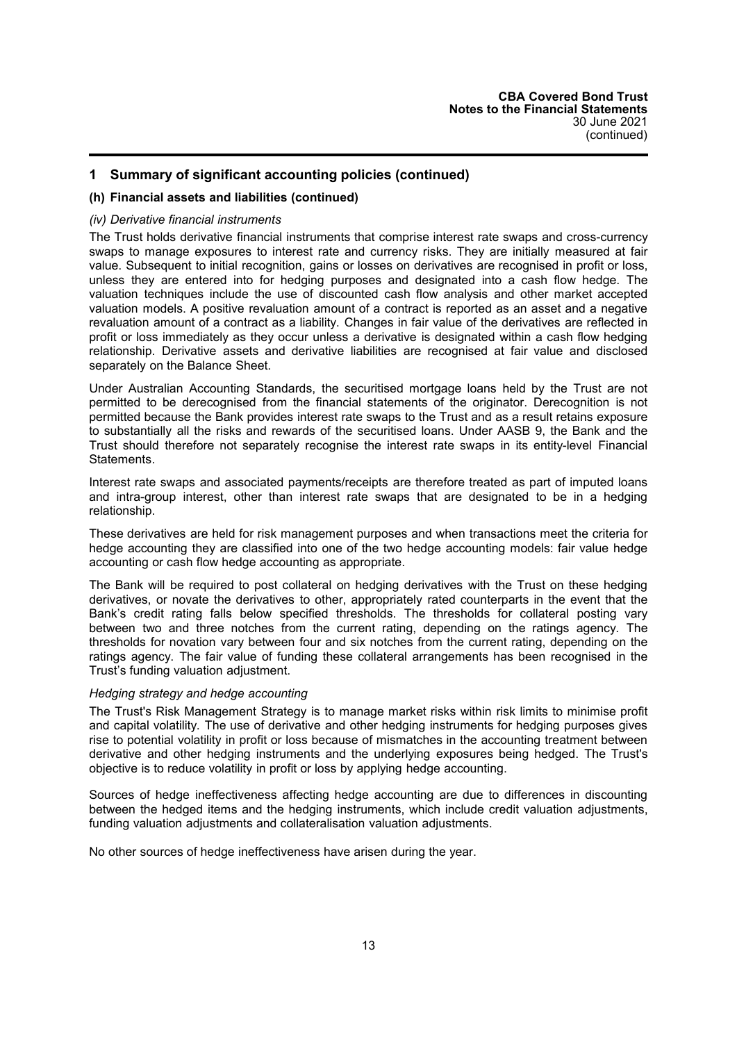## 1 Summary of significant accounting policies (continued)

### (h) Financial assets and liabilities (continued)

*(iv) Derivative financial instruments*

The Trust holds derivative financial instruments that comprise interest rate swaps and cross-currency swaps to manage exposures to interest rate and currency risks. They are initially measured at fair value. Subsequent to initial recognition, gains or losses on derivatives are recognised in profit or loss, unless they are entered into for hedging purposes and designated into a cash flow hedge. The valuation techniques include the use of discounted cash flow analysis and other market accepted valuation models. A positive revaluation amount of a contract is reported as an asset and a negative revaluation amount of a contract as a liability. Changes in fair value of the derivatives are reflected in profit or loss immediately as they occur unless a derivative is designated within a cash flow hedging relationship. Derivative assets and derivative liabilities are recognised at fair value and disclosed separately on the Balance Sheet.

Under Australian Accounting Standards, the securitised mortgage loans held by the Trust are not permitted to be derecognised from the financial statements of the originator. Derecognition is not permitted because the Bank provides interest rate swaps to the Trust and as a result retains exposure to substantially all the risks and rewards of the securitised loans. Under AASB 9, the Bank and the Trust should therefore not separately recognise the interest rate swaps in its entity-level Financial Statements.

Interest rate swaps and associated payments/receipts are therefore treated as part of imputed loans and intra-group interest, other than interest rate swaps that are designated to be in a hedging relationship.

These derivatives are held for risk management purposes and when transactions meet the criteria for hedge accounting they are classified into one of the two hedge accounting models: fair value hedge accounting or cash flow hedge accounting as appropriate.

The Bank will be required to post collateral on hedging derivatives with the Trust on these hedging derivatives, or novate the derivatives to other, appropriately rated counterparts in the event that the Bank's credit rating falls below specified thresholds. The thresholds for collateral posting vary between two and three notches from the current rating, depending on the ratings agency. The thresholds for novation vary between four and six notches from the current rating, depending on the ratings agency. The fair value of funding these collateral arrangements has been recognised in the Trust's funding valuation adjustment.

*Hedging strategy and hedge accounting*

The Trust's Risk Management Strategy is to manage market risks within risk limits to minimise profit and capital volatility. The use of derivative and other hedging instruments for hedging purposes gives rise to potential volatility in profit or loss because of mismatches in the accounting treatment between derivative and other hedging instruments and the underlying exposures being hedged. The Trust's objective is to reduce volatility in profit or loss by applying hedge accounting.

Sources of hedge ineffectiveness affecting hedge accounting are due to differences in discounting between the hedged items and the hedging instruments, which include credit valuation adjustments, funding valuation adjustments and collateralisation valuation adjustments.

No other sources of hedge ineffectiveness have arisen during the year.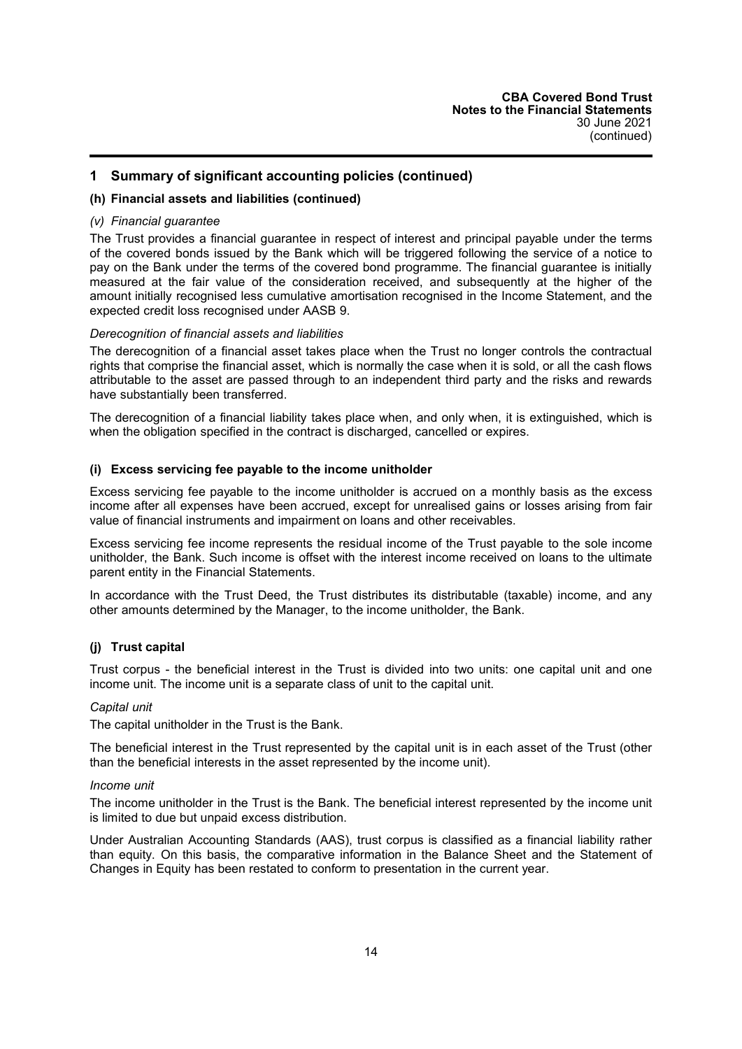## 1 Summary of significant accounting policies (continued)

### (h) Financial assets and liabilities (continued)

*(v) Financial guarantee*

The Trust provides a financial guarantee in respect of interest and principal payable under the terms of the covered bonds issued by the Bank which will be triggered following the service of a notice to pay on the Bank under the terms of the covered bond programme. The financial guarantee is initially measured at the fair value of the consideration received, and subsequently at the higher of the amount initially recognised less cumulative amortisation recognised in the Income Statement, and the expected credit loss recognised under AASB 9.

*Derecognition of financial assets and liabilities*

The derecognition of a financial asset takes place when the Trust no longer controls the contractual rights that comprise the financial asset, which is normally the case when it is sold, or all the cash flows attributable to the asset are passed through to an independent third party and the risks and rewards have substantially been transferred.

The derecognition of a financial liability takes place when, and only when, it is extinguished, which is when the obligation specified in the contract is discharged, cancelled or expires.

### (i) Excess servicing fee payable to the income unitholder

Excess servicing fee payable to the income unitholder is accrued on a monthly basis as the excess income after all expenses have been accrued, except for unrealised gains or losses arising from fair value of financial instruments and impairment on loans and other receivables.

Excess servicing fee income represents the residual income of the Trust payable to the sole income unitholder, the Bank. Such income is offset with the interest income received on loans to the ultimate parent entity in the Financial Statements.

In accordance with the Trust Deed, the Trust distributes its distributable (taxable) income, and any other amounts determined by the Manager, to the income unitholder, the Bank.

### (j) Trust capital

Trust corpus - the beneficial interest in the Trust is divided into two units: one capital unit and one income unit. The income unit is a separate class of unit to the capital unit.

*Capital unit*

The capital unitholder in the Trust is the Bank.

The beneficial interest in the Trust represented by the capital unit is in each asset of the Trust (other than the beneficial interests in the asset represented by the income unit).

*Income unit*

The income unitholder in the Trust is the Bank. The beneficial interest represented by the income unit is limited to due but unpaid excess distribution.

Under Australian Accounting Standards (AAS), trust corpus is classified as a financial liability rather than equity. On this basis, the comparative information in the Balance Sheet and the Statement of Changes in Equity has been restated to conform to presentation in the current year.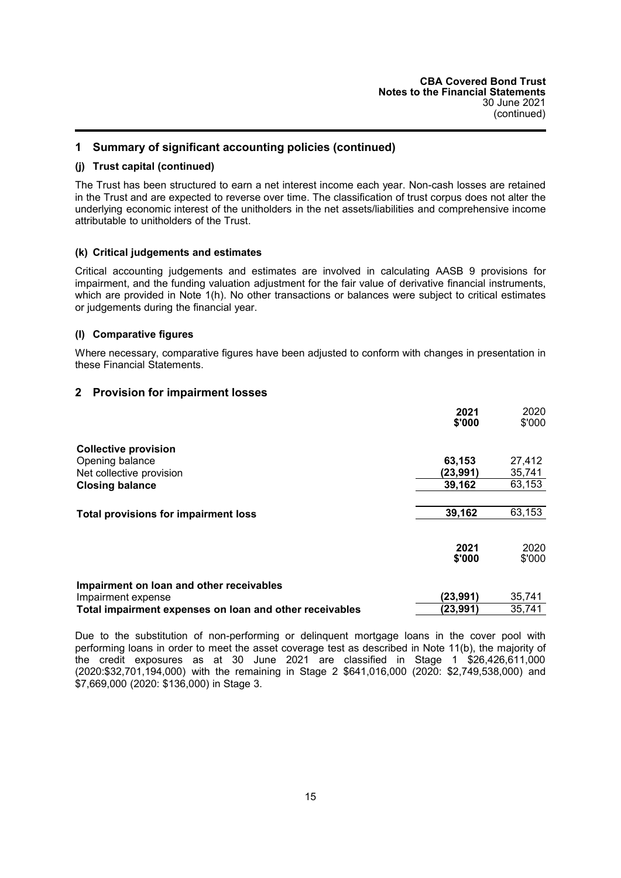## 1 Summary of significant accounting policies (continued)

### (j) Trust capital (continued)

The Trust has been structured to earn a net interest income each year. Non-cash losses are retained in the Trust and are expected to reverse over time. The classification of trust corpus does not alter the underlying economic interest of the unitholders in the net assets/liabilities and comprehensive income attributable to unitholders of the Trust.

### (k) Critical judgements and estimates

Critical accounting judgements and estimates are involved in calculating AASB 9 provisions for impairment, and the funding valuation adjustment for the fair value of derivative financial instruments, which are provided in Note 1(h). No other transactions or balances were subject to critical estimates or judgements during the financial year.

### (l) Comparative figures

Where necessary, comparative figures have been adjusted to conform with changes in presentation in these Financial Statements.

## 2 Provision for impairment losses

| | **2021 $'000** | 2020 $'000 |
|---|---|---|
| **Collective provision** | | |
| Opening balance | **63,153** | 27,412 |
| Net collective provision | **(23,991)** | 35,741 |
| **Closing balance** | **39,162** | 63,153 |
| **Total provisions for impairment loss** | **39,162** | 63,153 |

| | **2021 $'000** | 2020 $'000 |
|---|---|---|
| **Impairment on loan and other receivables** | | |
| Impairment expense | **(23,991)** | 35,741 |
| **Total impairment expenses on loan and other receivables** | **(23,991)** | 35,741 |

Due to the substitution of non-performing or delinquent mortgage loans in the cover pool with performing loans in order to meet the asset coverage test as described in Note 11(b), the majority of the credit exposures as at 30 June 2021 are classified in Stage 1 $26,426,611,000 (2020:$32,701,194,000) with the remaining in Stage 2 $641,016,000 (2020: $2,749,538,000) and $7,669,000 (2020: $136,000) in Stage 3.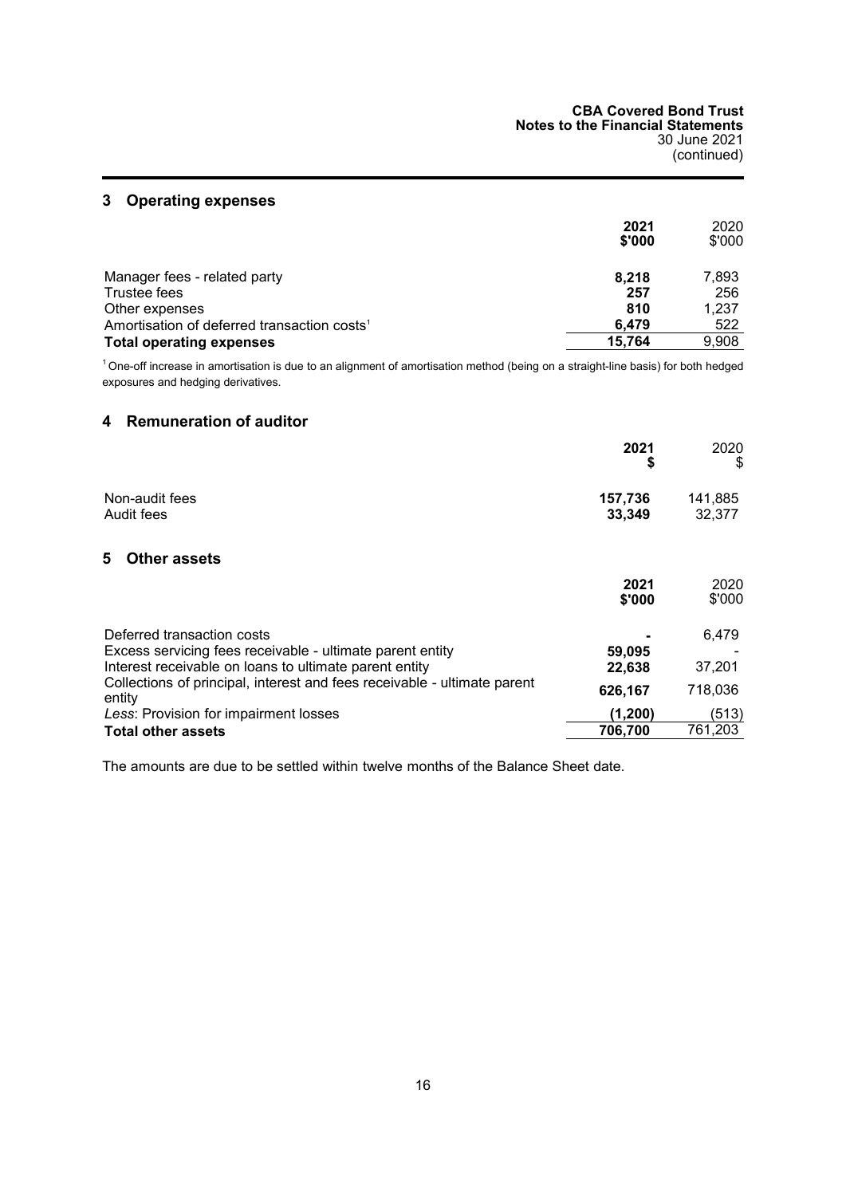## 3 Operating expenses

| | 2021 $'000 | 2020 $'000 |
|---|---|---|
| Manager fees - related party | **8,218** | 7,893 |
| Trustee fees | **257** | 256 |
| Other expenses | **810** | 1,237 |
| Amortisation of deferred transaction costs[1] | **6,479** | 522 |
| **Total operating expenses** | **15,764** | 9,908 |

[1] One-off increase in amortisation is due to an alignment of amortisation method (being on a straight-line basis) for both hedged exposures and hedging derivatives.

## 4 Remuneration of auditor

| | 2021 $ | 2020 $ |
|---|---|---|
| Non-audit fees | **157,736** | 141,885 |
| Audit fees | **33,349** | 32,377 |

## 5 Other assets

| | 2021 $'000 | 2020 $'000 |
|---|---|---|
| Deferred transaction costs | **-** | 6,479 |
| Excess servicing fees receivable - ultimate parent entity | **59,095** | - |
| Interest receivable on loans to ultimate parent entity | **22,638** | 37,201 |
| Collections of principal, interest and fees receivable - ultimate parent entity | **626,167** | 718,036 |
| *Less*: Provision for impairment losses | **(1,200)** | (513) |
| **Total other assets** | **706,700** | 761,203 |

The amounts are due to be settled within twelve months of the Balance Sheet date.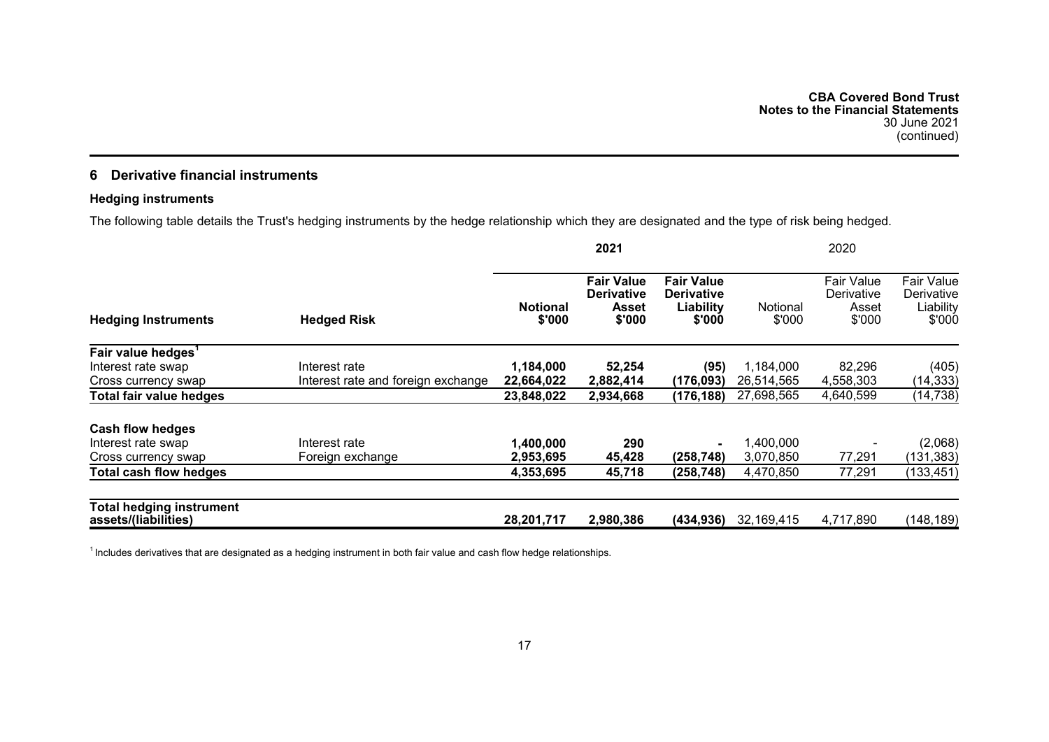## 6 Derivative financial instruments

### Hedging instruments

The following table details the Trust's hedging instruments by the hedge relationship which they are designated and the type of risk being hedged.

| | | 2021 | | | 2020 | | |
|---|---|---|---|---|---|---|---|
| **Hedging Instruments** | **Hedged Risk** | **Notional $'000** | **Fair Value Derivative Asset $'000** | **Fair Value Derivative Liability $'000** | Notional $'000 | Fair Value Derivative Asset $'000 | Fair Value Derivative Liability $'000 |
| **Fair value hedges[1]** | | | | | | | |
| Interest rate swap | Interest rate | **1,184,000** | **52,254** | **(95)** | 1,184,000 | 82,296 | (405) |
| Cross currency swap | Interest rate and foreign exchange | **22,664,022** | **2,882,414** | **(176,093)** | 26,514,565 | 4,558,303 | (14,333) |
| **Total fair value hedges** | | **23,848,022** | **2,934,668** | **(176,188)** | 27,698,565 | 4,640,599 | (14,738) |
| **Cash flow hedges** | | | | | | | |
| Interest rate swap | Interest rate | **1,400,000** | **290** | **-** | 1,400,000 | - | (2,068) |
| Cross currency swap | Foreign exchange | **2,953,695** | **45,428** | **(258,748)** | 3,070,850 | 77,291 | (131,383) |
| **Total cash flow hedges** | | **4,353,695** | **45,718** | **(258,748)** | 4,470,850 | 77,291 | (133,451) |
| **Total hedging instrument assets/(liabilities)** | | **28,201,717** | **2,980,386** | **(434,936)** | 32,169,415 | 4,717,890 | (148,189) |

[1] Includes derivatives that are designated as a hedging instrument in both fair value and cash flow hedge relationships.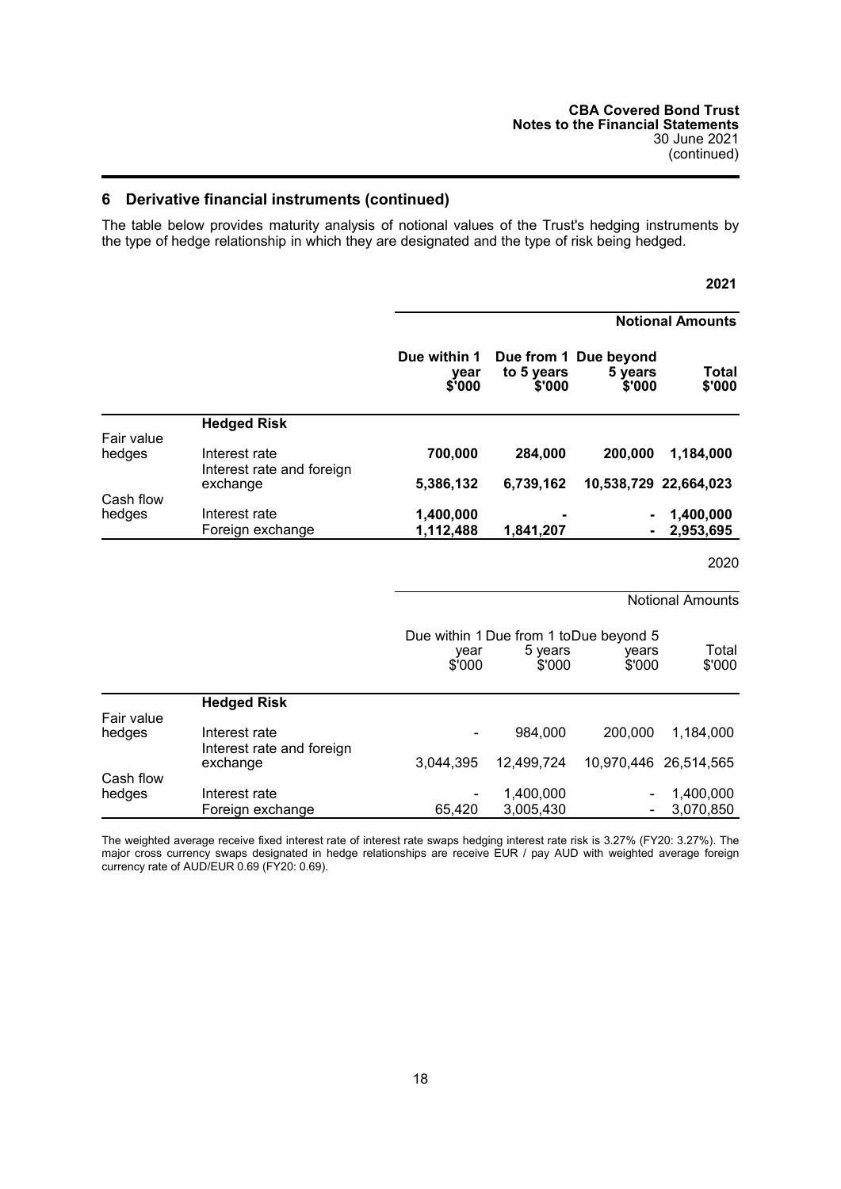## 6 Derivative financial instruments (continued)

The table below provides maturity analysis of notional values of the Trust's hedging instruments by the type of hedge relationship in which they are designated and the type of risk being hedged.

**2021**

| | | **Notional Amounts** | | | |
|---|---|---|---|---|---|
| | | **Due within 1 year $'000** | **Due from 1 to 5 years $'000** | **Due beyond 5 years $'000** | **Total $'000** |
| | **Hedged Risk** | | | | |
| Fair value hedges | Interest rate | **700,000** | **284,000** | **200,000** | **1,184,000** |
| | Interest rate and foreign exchange | **5,386,132** | **6,739,162** | **10,538,729** | **22,664,023** |
| Cash flow hedges | Interest rate | **1,400,000** | **-** | **-** | **1,400,000** |
| | Foreign exchange | **1,112,488** | **1,841,207** | **-** | **2,953,695** |

2020

| | | Notional Amounts | | | |
|---|---|---|---|---|---|
| | | Due within 1 year $'000 | Due from 1 to 5 years $'000 | Due beyond 5 years $'000 | Total $'000 |
| | **Hedged Risk** | | | | |
| Fair value hedges | Interest rate | - | 984,000 | 200,000 | 1,184,000 |
| | Interest rate and foreign exchange | 3,044,395 | 12,499,724 | 10,970,446 | 26,514,565 |
| Cash flow hedges | Interest rate | - | 1,400,000 | - | 1,400,000 |
| | Foreign exchange | 65,420 | 3,005,430 | - | 3,070,850 |

The weighted average receive fixed interest rate of interest rate swaps hedging interest rate risk is 3.27% (FY20: 3.27%). The major cross currency swaps designated in hedge relationships are receive EUR / pay AUD with weighted average foreign currency rate of AUD/EUR 0.69 (FY20: 0.69).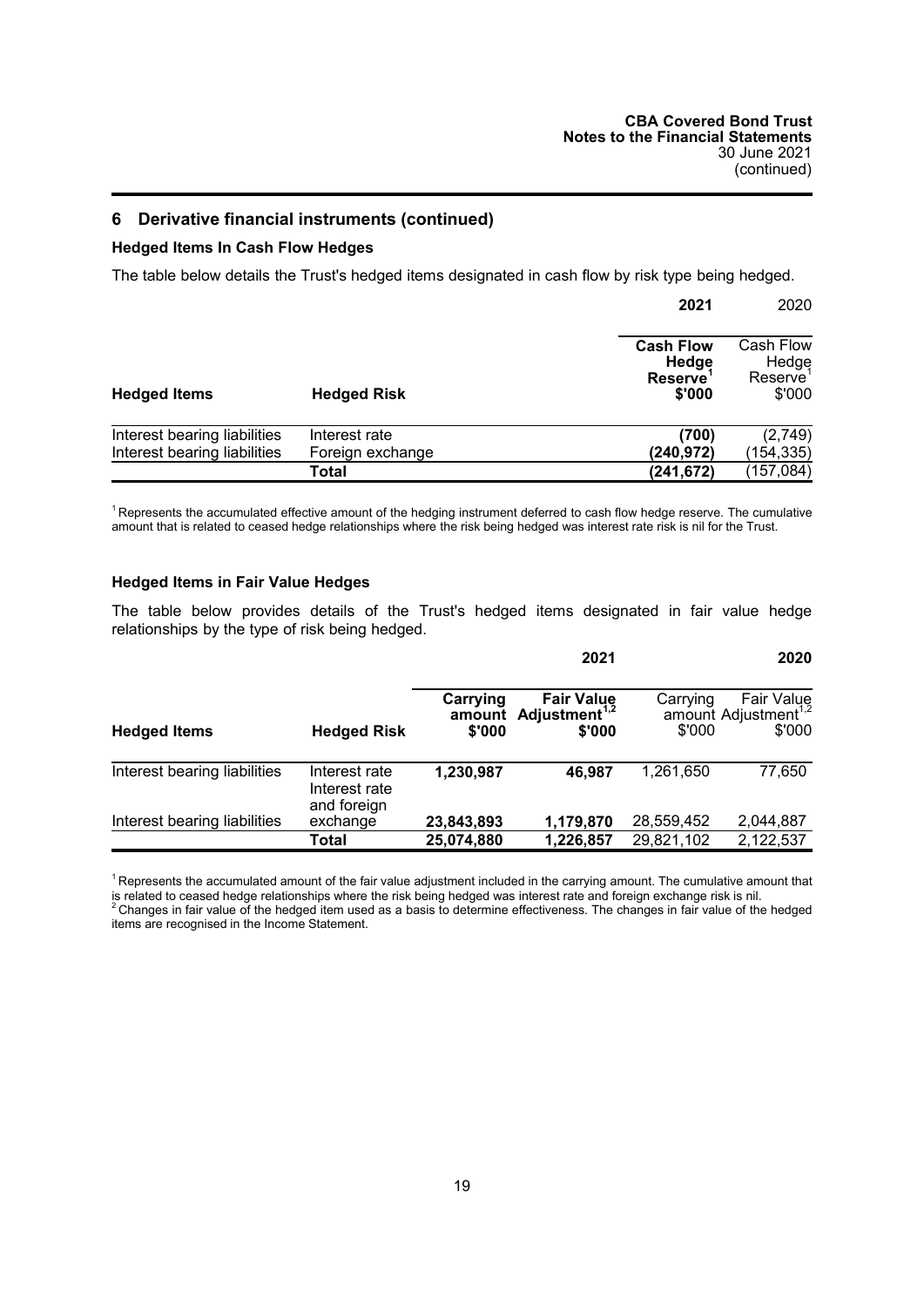## 6 Derivative financial instruments (continued)

**Hedged Items In Cash Flow Hedges**

The table below details the Trust's hedged items designated in cash flow by risk type being hedged.

| Hedged Items | Hedged Risk | 2021 Cash Flow Hedge Reserve[1] $'000 | 2020 Cash Flow Hedge Reserve[1] $'000 |
|---|---|---|---|
| Interest bearing liabilities | Interest rate | **(700)** | (2,749) |
| Interest bearing liabilities | Foreign exchange | **(240,972)** | (154,335) |
| | **Total** | **(241,672)** | (157,084) |

[1] Represents the accumulated effective amount of the hedging instrument deferred to cash flow hedge reserve. The cumulative amount that is related to ceased hedge relationships where the risk being hedged was interest rate risk is nil for the Trust.

**Hedged Items in Fair Value Hedges**

The table below provides details of the Trust's hedged items designated in fair value hedge relationships by the type of risk being hedged.

| | | 2021 | | 2020 | |
|---|---|---|---|---|---|
| **Hedged Items** | **Hedged Risk** | **Carrying amount $'000** | **Fair Value Adjustment[1,2] $'000** | Carrying amount $'000 | Fair Value Adjustment[1,2] $'000 |
| Interest bearing liabilities | Interest rate | **1,230,987** | **46,987** | 1,261,650 | 77,650 |
| Interest bearing liabilities | Interest rate and foreign exchange | **23,843,893** | **1,179,870** | 28,559,452 | 2,044,887 |
| | **Total** | **25,074,880** | **1,226,857** | 29,821,102 | 2,122,537 |

[1] Represents the accumulated amount of the fair value adjustment included in the carrying amount. The cumulative amount that is related to ceased hedge relationships where the risk being hedged was interest rate and foreign exchange risk is nil.
[2] Changes in fair value of the hedged item used as a basis to determine effectiveness. The changes in fair value of the hedged items are recognised in the Income Statement.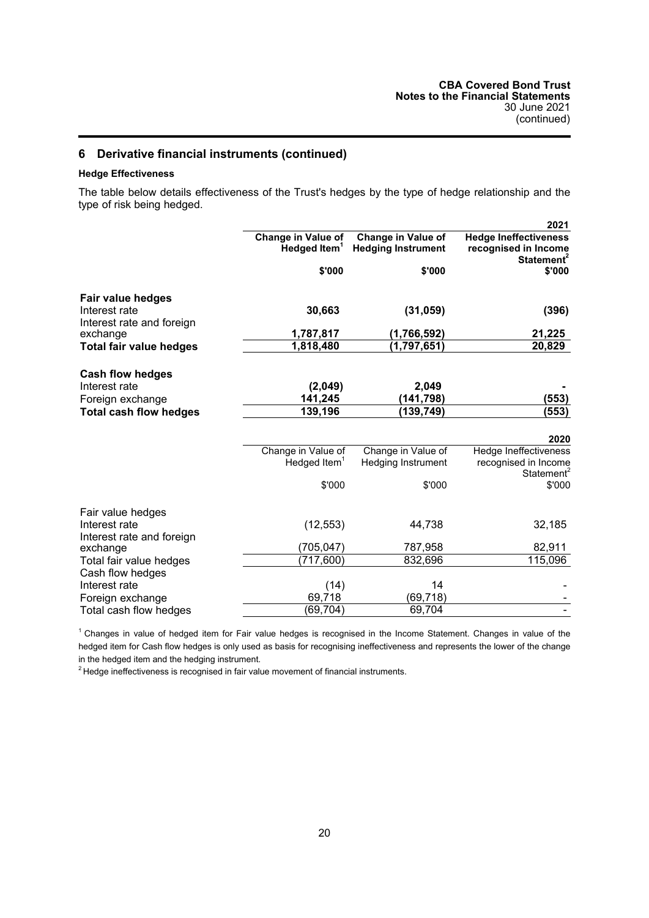## 6 Derivative financial instruments (continued)

### Hedge Effectiveness

The table below details effectiveness of the Trust's hedges by the type of hedge relationship and the type of risk being hedged.

| | | | **2021** |
|---|---|---|---|
| | **Change in Value of Hedged Item[1]** | **Change in Value of Hedging Instrument** | **Hedge Ineffectiveness recognised in Income Statement[2]** |
| | **\$'000** | **\$'000** | **\$'000** |
| **Fair value hedges** | | | |
| Interest rate | **30,663** | **(31,059)** | **(396)** |
| Interest rate and foreign exchange | **1,787,817** | **(1,766,592)** | **21,225** |
| **Total fair value hedges** | **1,818,480** | **(1,797,651)** | **20,829** |
| **Cash flow hedges** | | | |
| Interest rate | **(2,049)** | **2,049** | **-** |
| Foreign exchange | **141,245** | **(141,798)** | **(553)** |
| **Total cash flow hedges** | **139,196** | **(139,749)** | **(553)** |

| | | | 2020 |
|---|---|---|---|
| | Change in Value of Hedged Item[1] | Change in Value of Hedging Instrument | Hedge Ineffectiveness recognised in Income Statement[2] |
| | \$'000 | \$'000 | \$'000 |
| Fair value hedges | | | |
| Interest rate | (12,553) | 44,738 | 32,185 |
| Interest rate and foreign exchange | (705,047) | 787,958 | 82,911 |
| Total fair value hedges | (717,600) | 832,696 | 115,096 |
| Cash flow hedges | | | |
| Interest rate | (14) | 14 | - |
| Foreign exchange | 69,718 | (69,718) | - |
| Total cash flow hedges | (69,704) | 69,704 | - |

[1] Changes in value of hedged item for Fair value hedges is recognised in the Income Statement. Changes in value of the hedged item for Cash flow hedges is only used as basis for recognising ineffectiveness and represents the lower of the change in the hedged item and the hedging instrument.

[2] Hedge ineffectiveness is recognised in fair value movement of financial instruments.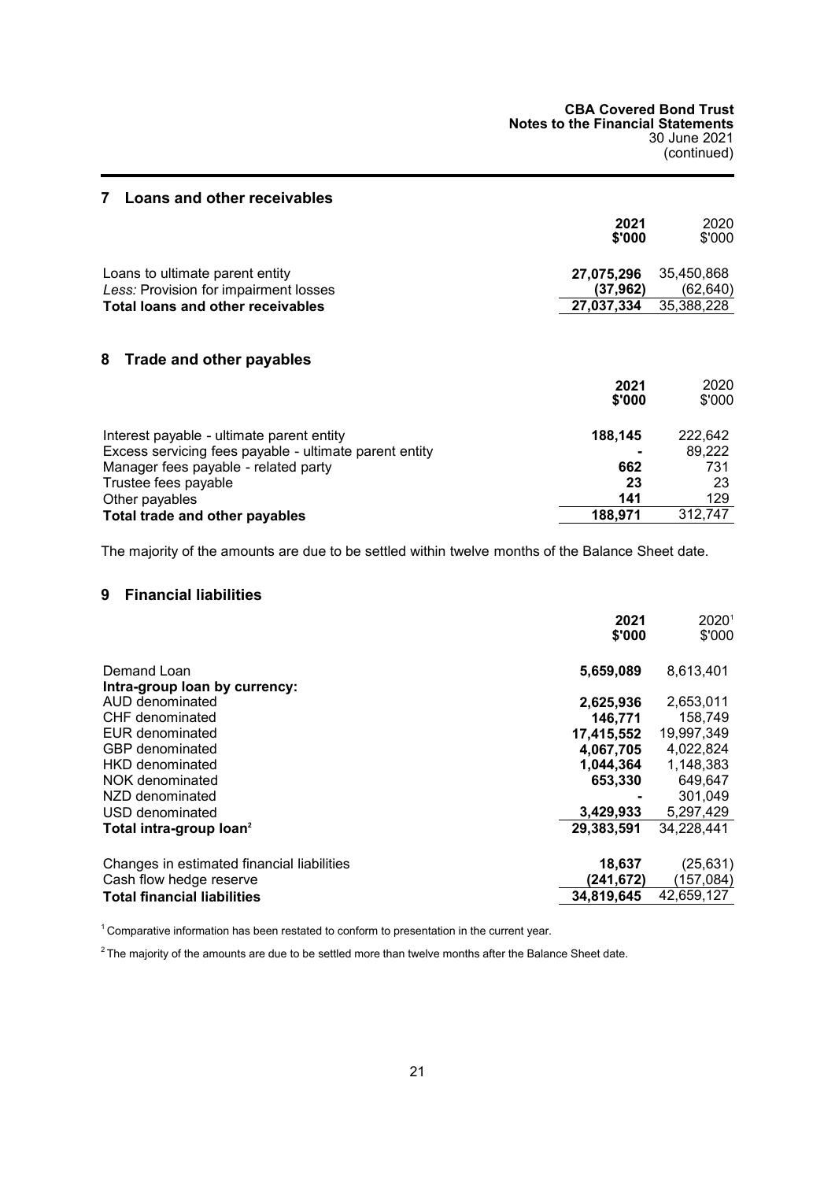## 7 Loans and other receivables

| | 2021 \$'000 | 2020 \$'000 |
|---|---|---|
| Loans to ultimate parent entity | **27,075,296** | 35,450,868 |
| *Less:* Provision for impairment losses | **(37,962)** | (62,640) |
| **Total loans and other receivables** | **27,037,334** | 35,388,228 |

## 8 Trade and other payables

| | 2021 \$'000 | 2020 \$'000 |
|---|---|---|
| Interest payable - ultimate parent entity | **188,145** | 222,642 |
| Excess servicing fees payable - ultimate parent entity | **-** | 89,222 |
| Manager fees payable - related party | **662** | 731 |
| Trustee fees payable | **23** | 23 |
| Other payables | **141** | 129 |
| **Total trade and other payables** | **188,971** | 312,747 |

The majority of the amounts are due to be settled within twelve months of the Balance Sheet date.

## 9 Financial liabilities

| | 2021 \$'000 | 2020[1] \$'000 |
|---|---|---|
| Demand Loan | **5,659,089** | 8,613,401 |
| **Intra-group loan by currency:** | | |
| AUD denominated | **2,625,936** | 2,653,011 |
| CHF denominated | **146,771** | 158,749 |
| EUR denominated | **17,415,552** | 19,997,349 |
| GBP denominated | **4,067,705** | 4,022,824 |
| HKD denominated | **1,044,364** | 1,148,383 |
| NOK denominated | **653,330** | 649,647 |
| NZD denominated | **-** | 301,049 |
| USD denominated | **3,429,933** | 5,297,429 |
| **Total intra-group loan[2]** | **29,383,591** | 34,228,441 |
| | | |
| Changes in estimated financial liabilities | **18,637** | (25,631) |
| Cash flow hedge reserve | **(241,672)** | (157,084) |
| **Total financial liabilities** | **34,819,645** | 42,659,127 |

[1] Comparative information has been restated to conform to presentation in the current year.

[2] The majority of the amounts are due to be settled more than twelve months after the Balance Sheet date.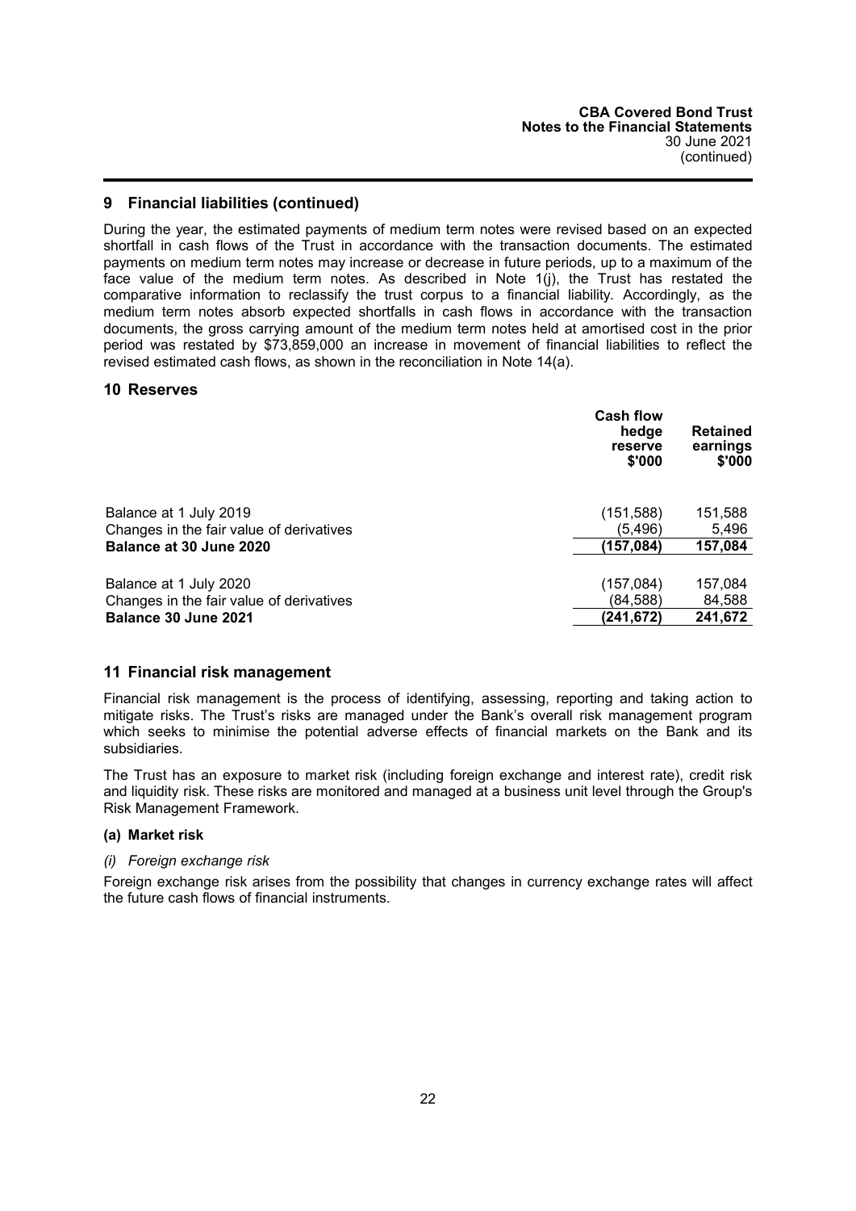## 9 Financial liabilities (continued)

During the year, the estimated payments of medium term notes were revised based on an expected shortfall in cash flows of the Trust in accordance with the transaction documents. The estimated payments on medium term notes may increase or decrease in future periods, up to a maximum of the face value of the medium term notes. As described in Note 1(j), the Trust has restated the comparative information to reclassify the trust corpus to a financial liability. Accordingly, as the medium term notes absorb expected shortfalls in cash flows in accordance with the transaction documents, the gross carrying amount of the medium term notes held at amortised cost in the prior period was restated by $73,859,000 an increase in movement of financial liabilities to reflect the revised estimated cash flows, as shown in the reconciliation in Note 14(a).

## 10 Reserves

| | Cash flow hedge reserve $'000 | Retained earnings $'000 |
|---|---|---|
| Balance at 1 July 2019 | (151,588) | 151,588 |
| Changes in the fair value of derivatives | (5,496) | 5,496 |
| **Balance at 30 June 2020** | **(157,084)** | **157,084** |
| Balance at 1 July 2020 | (157,084) | 157,084 |
| Changes in the fair value of derivatives | (84,588) | 84,588 |
| **Balance 30 June 2021** | **(241,672)** | **241,672** |

## 11 Financial risk management

Financial risk management is the process of identifying, assessing, reporting and taking action to mitigate risks. The Trust's risks are managed under the Bank's overall risk management program which seeks to minimise the potential adverse effects of financial markets on the Bank and its subsidiaries.

The Trust has an exposure to market risk (including foreign exchange and interest rate), credit risk and liquidity risk. These risks are monitored and managed at a business unit level through the Group's Risk Management Framework.

### (a) Market risk

*(i) Foreign exchange risk*

Foreign exchange risk arises from the possibility that changes in currency exchange rates will affect the future cash flows of financial instruments.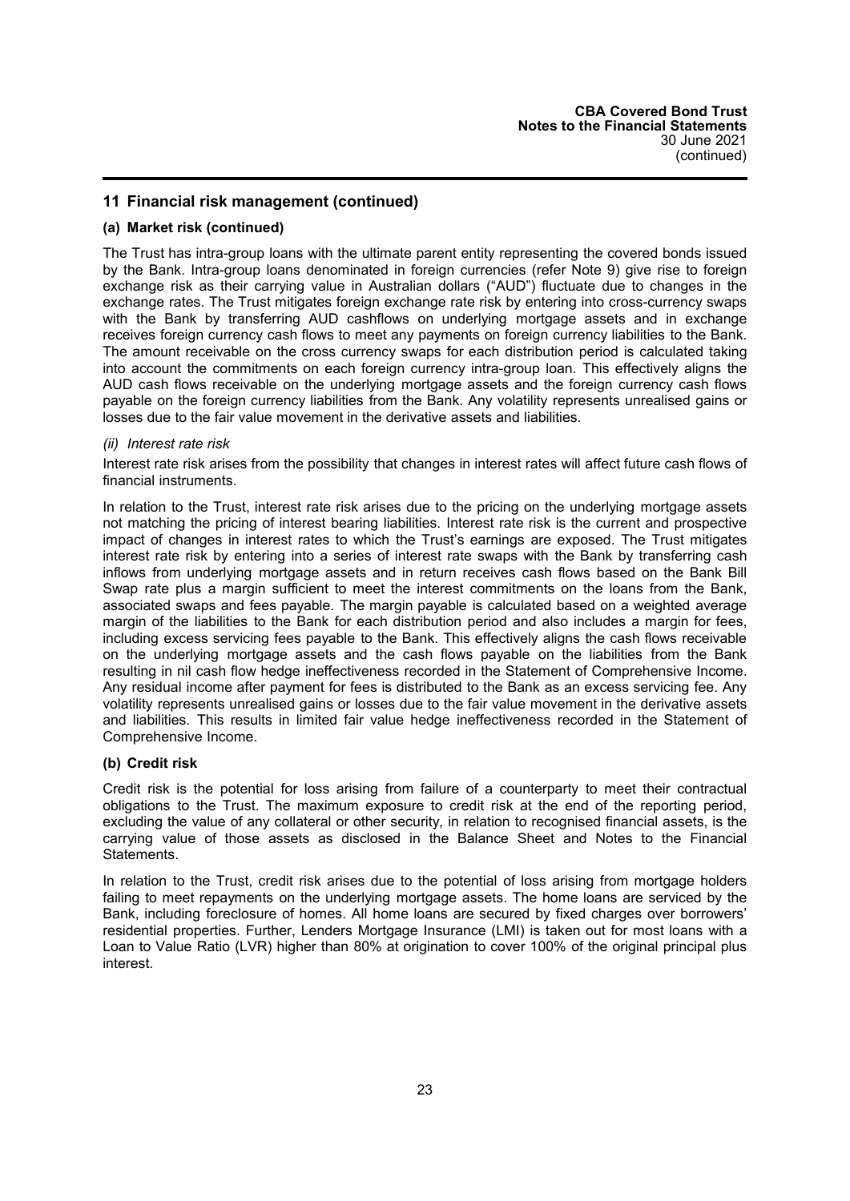## 11 Financial risk management (continued)

### (a) Market risk (continued)

The Trust has intra-group loans with the ultimate parent entity representing the covered bonds issued by the Bank. Intra-group loans denominated in foreign currencies (refer Note 9) give rise to foreign exchange risk as their carrying value in Australian dollars ("AUD") fluctuate due to changes in the exchange rates. The Trust mitigates foreign exchange rate risk by entering into cross-currency swaps with the Bank by transferring AUD cashflows on underlying mortgage assets and in exchange receives foreign currency cash flows to meet any payments on foreign currency liabilities to the Bank. The amount receivable on the cross currency swaps for each distribution period is calculated taking into account the commitments on each foreign currency intra-group loan. This effectively aligns the AUD cash flows receivable on the underlying mortgage assets and the foreign currency cash flows payable on the foreign currency liabilities from the Bank. Any volatility represents unrealised gains or losses due to the fair value movement in the derivative assets and liabilities.

*(ii) Interest rate risk*

Interest rate risk arises from the possibility that changes in interest rates will affect future cash flows of financial instruments.

In relation to the Trust, interest rate risk arises due to the pricing on the underlying mortgage assets not matching the pricing of interest bearing liabilities. Interest rate risk is the current and prospective impact of changes in interest rates to which the Trust's earnings are exposed. The Trust mitigates interest rate risk by entering into a series of interest rate swaps with the Bank by transferring cash inflows from underlying mortgage assets and in return receives cash flows based on the Bank Bill Swap rate plus a margin sufficient to meet the interest commitments on the loans from the Bank, associated swaps and fees payable. The margin payable is calculated based on a weighted average margin of the liabilities to the Bank for each distribution period and also includes a margin for fees, including excess servicing fees payable to the Bank. This effectively aligns the cash flows receivable on the underlying mortgage assets and the cash flows payable on the liabilities from the Bank resulting in nil cash flow hedge ineffectiveness recorded in the Statement of Comprehensive Income. Any residual income after payment for fees is distributed to the Bank as an excess servicing fee. Any volatility represents unrealised gains or losses due to the fair value movement in the derivative assets and liabilities. This results in limited fair value hedge ineffectiveness recorded in the Statement of Comprehensive Income.

### (b) Credit risk

Credit risk is the potential for loss arising from failure of a counterparty to meet their contractual obligations to the Trust. The maximum exposure to credit risk at the end of the reporting period, excluding the value of any collateral or other security, in relation to recognised financial assets, is the carrying value of those assets as disclosed in the Balance Sheet and Notes to the Financial Statements.

In relation to the Trust, credit risk arises due to the potential of loss arising from mortgage holders failing to meet repayments on the underlying mortgage assets. The home loans are serviced by the Bank, including foreclosure of homes. All home loans are secured by fixed charges over borrowers' residential properties. Further, Lenders Mortgage Insurance (LMI) is taken out for most loans with a Loan to Value Ratio (LVR) higher than 80% at origination to cover 100% of the original principal plus interest.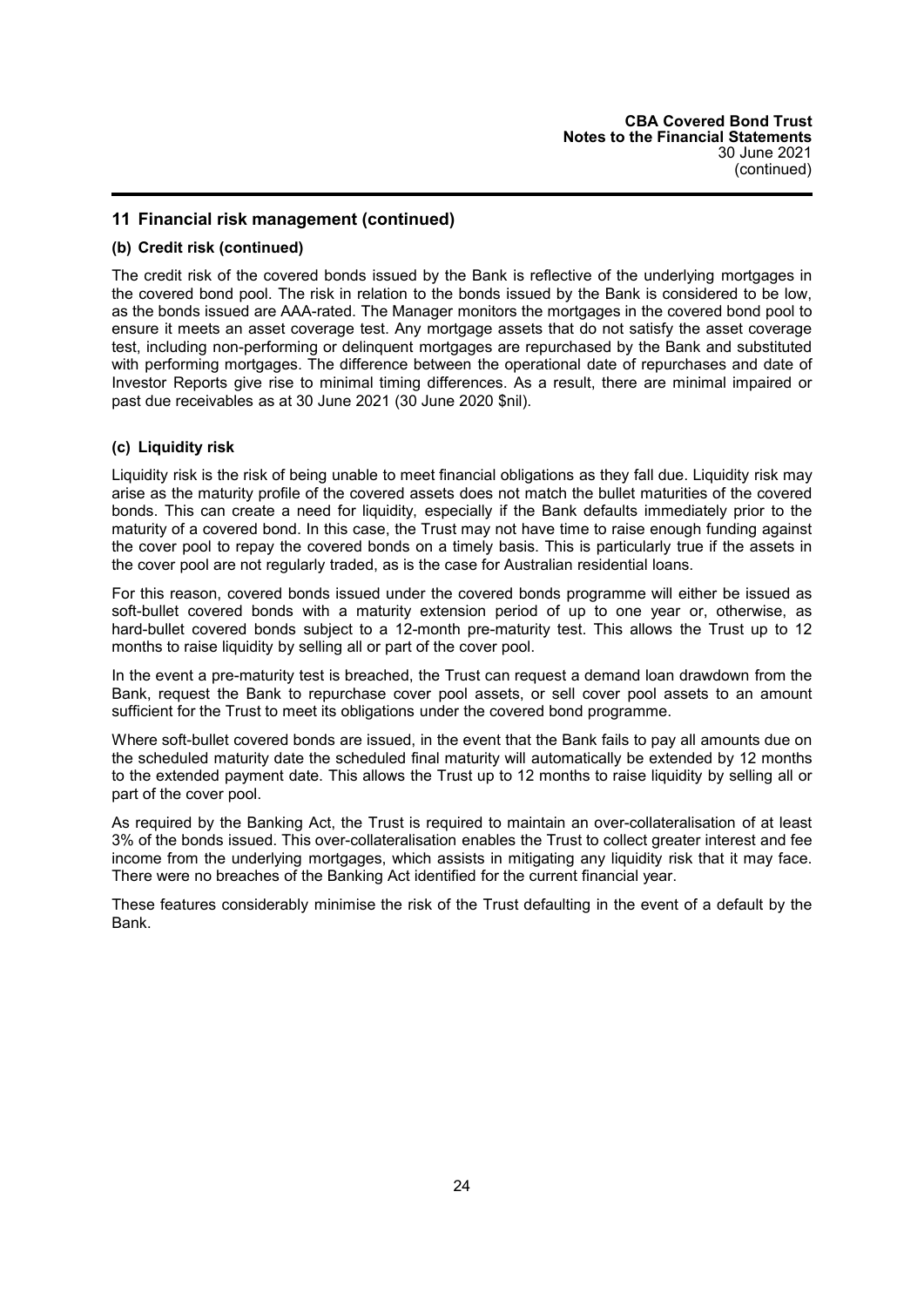## 11 Financial risk management (continued)

### (b) Credit risk (continued)

The credit risk of the covered bonds issued by the Bank is reflective of the underlying mortgages in the covered bond pool. The risk in relation to the bonds issued by the Bank is considered to be low, as the bonds issued are AAA-rated. The Manager monitors the mortgages in the covered bond pool to ensure it meets an asset coverage test. Any mortgage assets that do not satisfy the asset coverage test, including non-performing or delinquent mortgages are repurchased by the Bank and substituted with performing mortgages. The difference between the operational date of repurchases and date of Investor Reports give rise to minimal timing differences. As a result, there are minimal impaired or past due receivables as at 30 June 2021 (30 June 2020 $nil).

### (c) Liquidity risk

Liquidity risk is the risk of being unable to meet financial obligations as they fall due. Liquidity risk may arise as the maturity profile of the covered assets does not match the bullet maturities of the covered bonds. This can create a need for liquidity, especially if the Bank defaults immediately prior to the maturity of a covered bond. In this case, the Trust may not have time to raise enough funding against the cover pool to repay the covered bonds on a timely basis. This is particularly true if the assets in the cover pool are not regularly traded, as is the case for Australian residential loans.

For this reason, covered bonds issued under the covered bonds programme will either be issued as soft-bullet covered bonds with a maturity extension period of up to one year or, otherwise, as hard-bullet covered bonds subject to a 12-month pre-maturity test. This allows the Trust up to 12 months to raise liquidity by selling all or part of the cover pool.

In the event a pre-maturity test is breached, the Trust can request a demand loan drawdown from the Bank, request the Bank to repurchase cover pool assets, or sell cover pool assets to an amount sufficient for the Trust to meet its obligations under the covered bond programme.

Where soft-bullet covered bonds are issued, in the event that the Bank fails to pay all amounts due on the scheduled maturity date the scheduled final maturity will automatically be extended by 12 months to the extended payment date. This allows the Trust up to 12 months to raise liquidity by selling all or part of the cover pool.

As required by the Banking Act, the Trust is required to maintain an over-collateralisation of at least 3% of the bonds issued. This over-collateralisation enables the Trust to collect greater interest and fee income from the underlying mortgages, which assists in mitigating any liquidity risk that it may face. There were no breaches of the Banking Act identified for the current financial year.

These features considerably minimise the risk of the Trust defaulting in the event of a default by the Bank.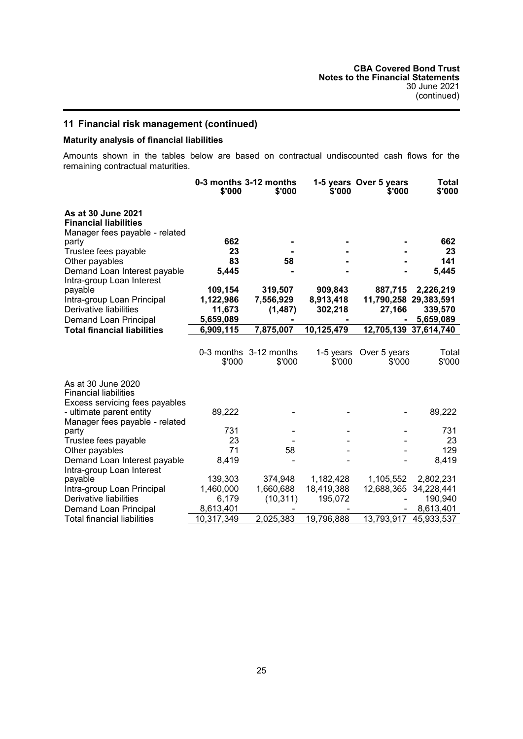## 11 Financial risk management (continued)

### Maturity analysis of financial liabilities

Amounts shown in the tables below are based on contractual undiscounted cash flows for the remaining contractual maturities.

| | 0-3 months $'000 | 3-12 months $'000 | 1-5 years $'000 | Over 5 years $'000 | Total $'000 |
|---|---|---|---|---|---|
| **As at 30 June 2021** | | | | | |
| **Financial liabilities** | | | | | |
| Manager fees payable - related party | **662** | **-** | **-** | **-** | **662** |
| Trustee fees payable | **23** | **-** | **-** | **-** | **23** |
| Other payables | **83** | **58** | **-** | **-** | **141** |
| Demand Loan Interest payable | **5,445** | **-** | **-** | **-** | **5,445** |
| Intra-group Loan Interest payable | **109,154** | **319,507** | **909,843** | **887,715** | **2,226,219** |
| Intra-group Loan Principal | **1,122,986** | **7,556,929** | **8,913,418** | **11,790,258** | **29,383,591** |
| Derivative liabilities | **11,673** | **(1,487)** | **302,218** | **27,166** | **339,570** |
| Demand Loan Principal | **5,659,089** | **-** | **-** | **-** | **5,659,089** |
| **Total financial liabilities** | **6,909,115** | **7,875,007** | **10,125,479** | **12,705,139** | **37,614,740** |

| | 0-3 months $'000 | 3-12 months $'000 | 1-5 years $'000 | Over 5 years $'000 | Total $'000 |
|---|---|---|---|---|---|
| As at 30 June 2020 | | | | | |
| Financial liabilities | | | | | |
| Excess servicing fees payables - ultimate parent entity | 89,222 | - | - | - | 89,222 |
| Manager fees payable - related party | 731 | - | - | - | 731 |
| Trustee fees payable | 23 | - | - | - | 23 |
| Other payables | 71 | 58 | - | - | 129 |
| Demand Loan Interest payable | 8,419 | - | - | - | 8,419 |
| Intra-group Loan Interest payable | 139,303 | 374,948 | 1,182,428 | 1,105,552 | 2,802,231 |
| Intra-group Loan Principal | 1,460,000 | 1,660,688 | 18,419,388 | 12,688,365 | 34,228,441 |
| Derivative liabilities | 6,179 | (10,311) | 195,072 | - | 190,940 |
| Demand Loan Principal | 8,613,401 | - | - | - | 8,613,401 |
| Total financial liabilities | 10,317,349 | 2,025,383 | 19,796,888 | 13,793,917 | 45,933,537 |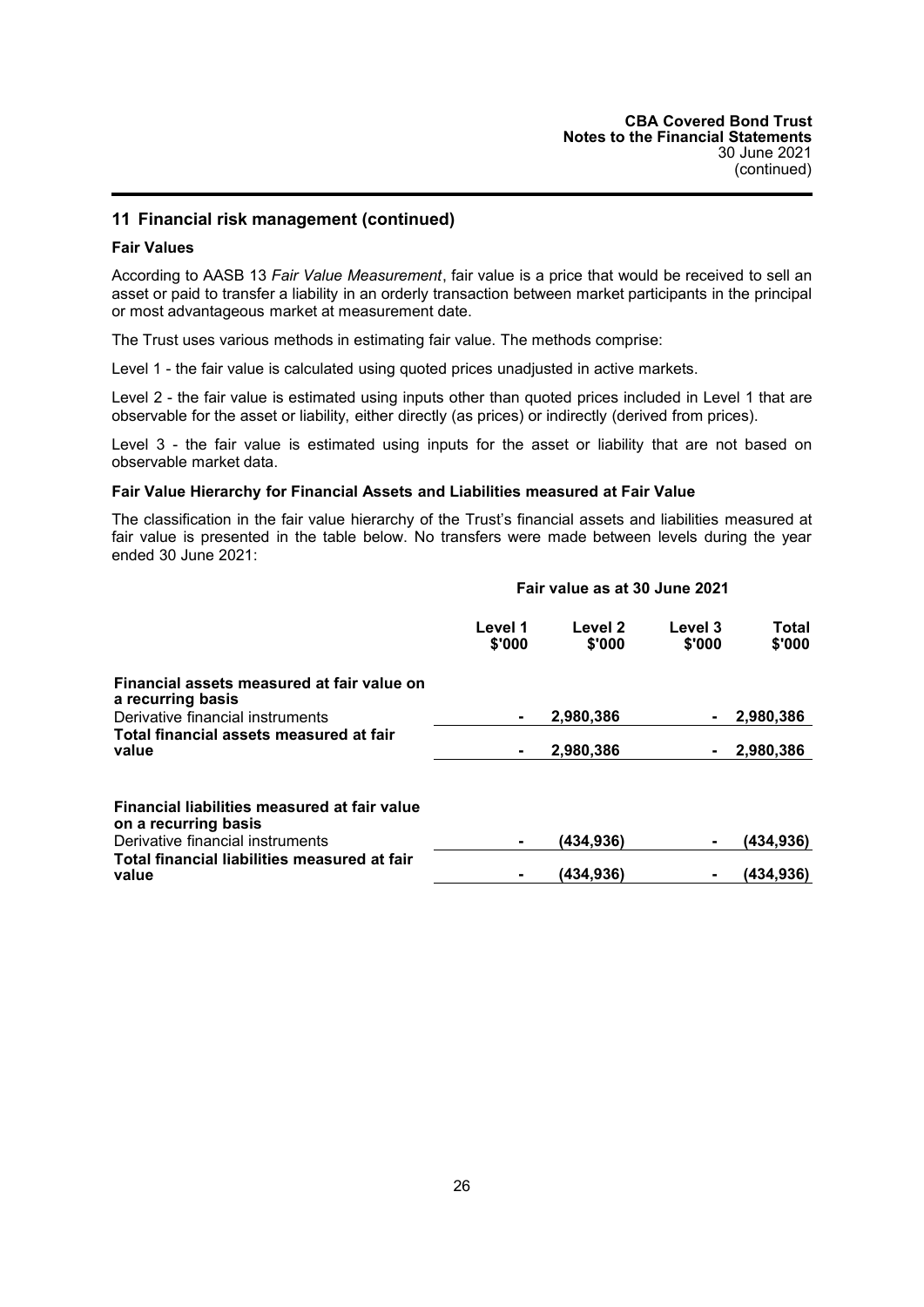## 11 Financial risk management (continued)

### Fair Values

According to AASB 13 *Fair Value Measurement*, fair value is a price that would be received to sell an asset or paid to transfer a liability in an orderly transaction between market participants in the principal or most advantageous market at measurement date.

The Trust uses various methods in estimating fair value. The methods comprise:

Level 1 - the fair value is calculated using quoted prices unadjusted in active markets.

Level 2 - the fair value is estimated using inputs other than quoted prices included in Level 1 that are observable for the asset or liability, either directly (as prices) or indirectly (derived from prices).

Level 3 - the fair value is estimated using inputs for the asset or liability that are not based on observable market data.

### Fair Value Hierarchy for Financial Assets and Liabilities measured at Fair Value

The classification in the fair value hierarchy of the Trust's financial assets and liabilities measured at fair value is presented in the table below. No transfers were made between levels during the year ended 30 June 2021:

| | Fair value as at 30 June 2021 | | | |
|---|---|---|---|---|
| | Level 1 $'000 | Level 2 $'000 | Level 3 $'000 | Total $'000 |
| **Financial assets measured at fair value on a recurring basis** | | | | |
| Derivative financial instruments | - | 2,980,386 | - | 2,980,386 |
| **Total financial assets measured at fair value** | - | 2,980,386 | - | 2,980,386 |
| **Financial liabilities measured at fair value on a recurring basis** | | | | |
| Derivative financial instruments | - | (434,936) | - | (434,936) |
| **Total financial liabilities measured at fair value** | - | (434,936) | - | (434,936) |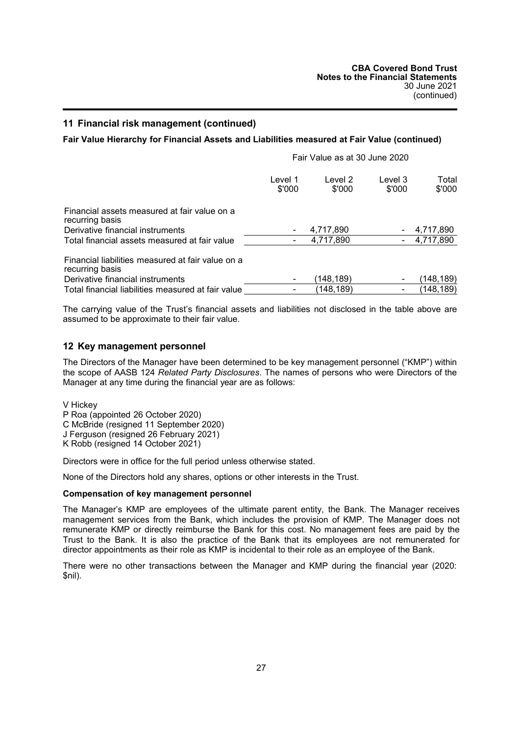## 11 Financial risk management (continued)

**Fair Value Hierarchy for Financial Assets and Liabilities measured at Fair Value (continued)**

| | Fair Value as at 30 June 2020 | | | |
|---|---|---|---|---|
| | Level 1 $'000 | Level 2 $'000 | Level 3 $'000 | Total $'000 |
| Financial assets measured at fair value on a recurring basis | | | | |
| Derivative financial instruments | - | 4,717,890 | - | 4,717,890 |
| Total financial assets measured at fair value | - | 4,717,890 | - | 4,717,890 |
| Financial liabilities measured at fair value on a recurring basis | | | | |
| Derivative financial instruments | - | (148,189) | - | (148,189) |
| Total financial liabilities measured at fair value | - | (148,189) | - | (148,189) |

The carrying value of the Trust's financial assets and liabilities not disclosed in the table above are assumed to be approximate to their fair value.

## 12 Key management personnel

The Directors of the Manager have been determined to be key management personnel ("KMP") within the scope of AASB 124 *Related Party Disclosures*. The names of persons who were Directors of the Manager at any time during the financial year are as follows:

V Hickey
P Roa (appointed 26 October 2020)
C McBride (resigned 11 September 2020)
J Ferguson (resigned 26 February 2021)
K Robb (resigned 14 October 2021)

Directors were in office for the full period unless otherwise stated.

None of the Directors hold any shares, options or other interests in the Trust.

**Compensation of key management personnel**

The Manager's KMP are employees of the ultimate parent entity, the Bank. The Manager receives management services from the Bank, which includes the provision of KMP. The Manager does not remunerate KMP or directly reimburse the Bank for this cost. No management fees are paid by the Trust to the Bank. It is also the practice of the Bank that its employees are not remunerated for director appointments as their role as KMP is incidental to their role as an employee of the Bank.

There were no other transactions between the Manager and KMP during the financial year (2020: $nil).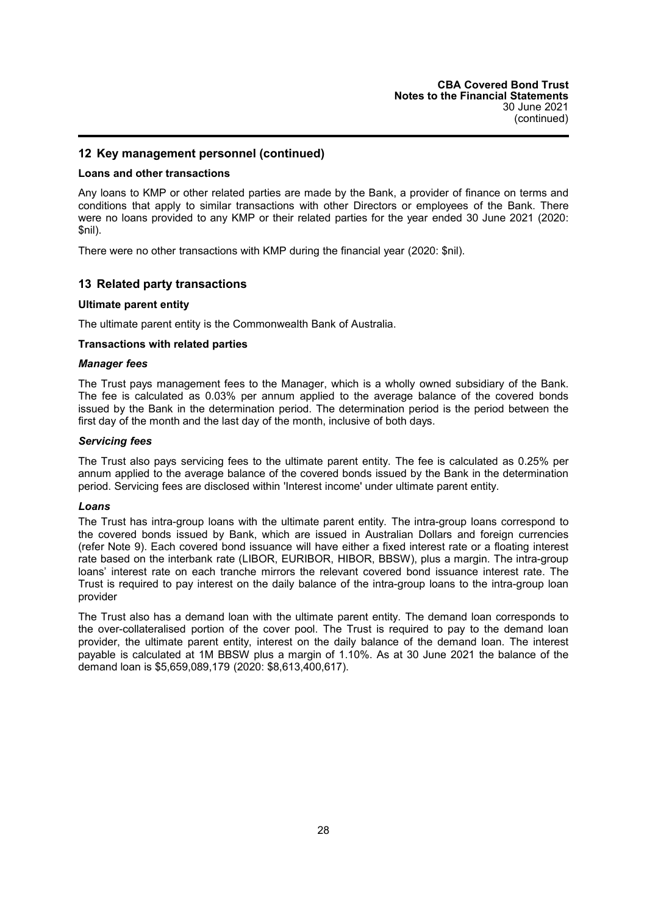## 12 Key management personnel (continued)

### Loans and other transactions

Any loans to KMP or other related parties are made by the Bank, a provider of finance on terms and conditions that apply to similar transactions with other Directors or employees of the Bank. There were no loans provided to any KMP or their related parties for the year ended 30 June 2021 (2020: $nil).

There were no other transactions with KMP during the financial year (2020: $nil).

## 13 Related party transactions

### Ultimate parent entity

The ultimate parent entity is the Commonwealth Bank of Australia.

### Transactions with related parties

#### *Manager fees*

The Trust pays management fees to the Manager, which is a wholly owned subsidiary of the Bank. The fee is calculated as 0.03% per annum applied to the average balance of the covered bonds issued by the Bank in the determination period. The determination period is the period between the first day of the month and the last day of the month, inclusive of both days.

#### *Servicing fees*

The Trust also pays servicing fees to the ultimate parent entity. The fee is calculated as 0.25% per annum applied to the average balance of the covered bonds issued by the Bank in the determination period. Servicing fees are disclosed within 'Interest income' under ultimate parent entity.

#### *Loans*

The Trust has intra-group loans with the ultimate parent entity. The intra-group loans correspond to the covered bonds issued by Bank, which are issued in Australian Dollars and foreign currencies (refer Note 9). Each covered bond issuance will have either a fixed interest rate or a floating interest rate based on the interbank rate (LIBOR, EURIBOR, HIBOR, BBSW), plus a margin. The intra-group loans' interest rate on each tranche mirrors the relevant covered bond issuance interest rate. The Trust is required to pay interest on the daily balance of the intra-group loans to the intra-group loan provider

The Trust also has a demand loan with the ultimate parent entity. The demand loan corresponds to the over-collateralised portion of the cover pool. The Trust is required to pay to the demand loan provider, the ultimate parent entity, interest on the daily balance of the demand loan. The interest payable is calculated at 1M BBSW plus a margin of 1.10%. As at 30 June 2021 the balance of the demand loan is $5,659,089,179 (2020: $8,613,400,617).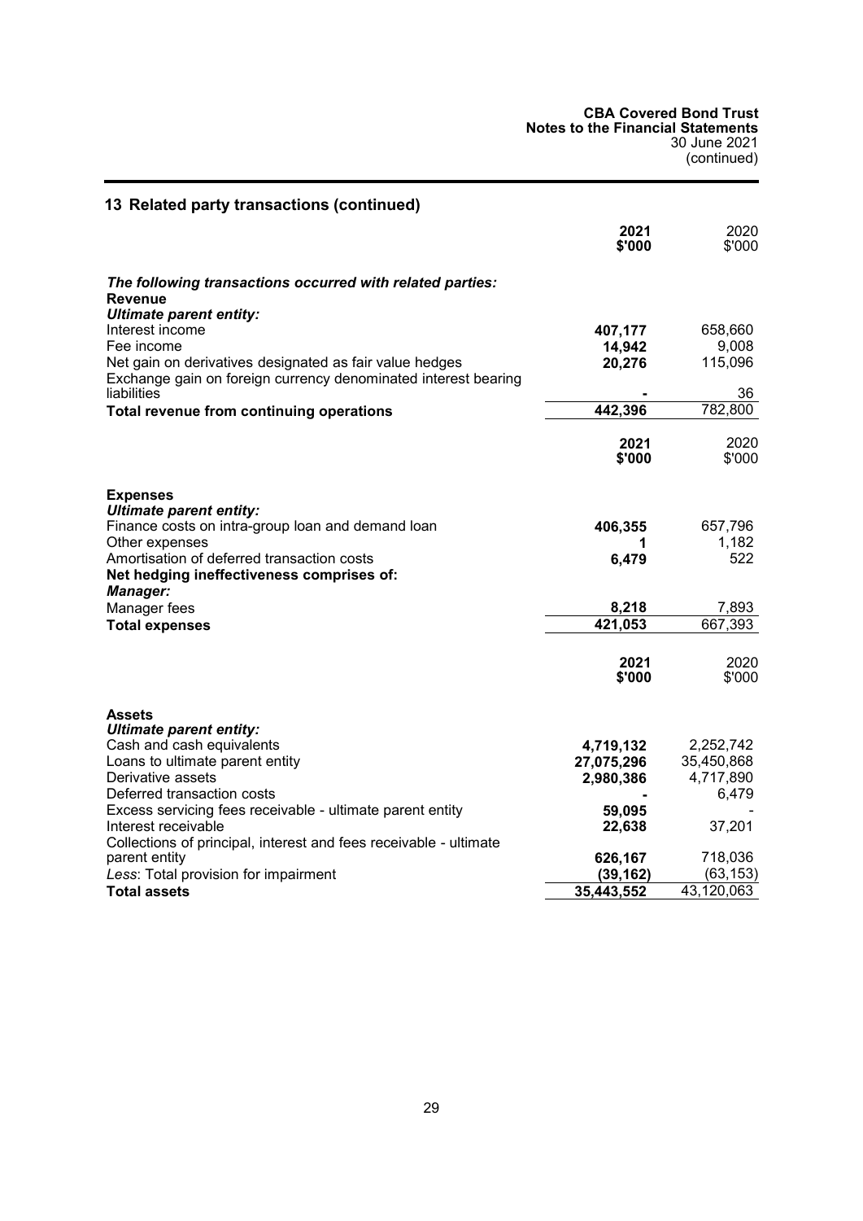## 13 Related party transactions (continued)

| | 2021 $'000 | 2020 $'000 |
|---|---|---|
| ***The following transactions occurred with related parties:*** | | |
| **Revenue** | | |
| ***Ultimate parent entity:*** | | |
| Interest income | **407,177** | 658,660 |
| Fee income | **14,942** | 9,008 |
| Net gain on derivatives designated as fair value hedges | **20,276** | 115,096 |
| Exchange gain on foreign currency denominated interest bearing liabilities | **-** | 36 |
| **Total revenue from continuing operations** | **442,396** | 782,800 |

| | 2021 $'000 | 2020 $'000 |
|---|---|---|
| **Expenses** | | |
| ***Ultimate parent entity:*** | | |
| Finance costs on intra-group loan and demand loan | **406,355** | 657,796 |
| Other expenses | **1** | 1,182 |
| Amortisation of deferred transaction costs | **6,479** | 522 |
| **Net hedging ineffectiveness comprises of:** | | |
| ***Manager:*** | | |
| Manager fees | **8,218** | 7,893 |
| **Total expenses** | **421,053** | 667,393 |

| | 2021 $'000 | 2020 $'000 |
|---|---|---|
| **Assets** | | |
| ***Ultimate parent entity:*** | | |
| Cash and cash equivalents | **4,719,132** | 2,252,742 |
| Loans to ultimate parent entity | **27,075,296** | 35,450,868 |
| Derivative assets | **2,980,386** | 4,717,890 |
| Deferred transaction costs | **-** | 6,479 |
| Excess servicing fees receivable - ultimate parent entity | **59,095** | - |
| Interest receivable | **22,638** | 37,201 |
| Collections of principal, interest and fees receivable - ultimate parent entity | **626,167** | 718,036 |
| *Less*: Total provision for impairment | **(39,162)** | (63,153) |
| **Total assets** | **35,443,552** | 43,120,063 |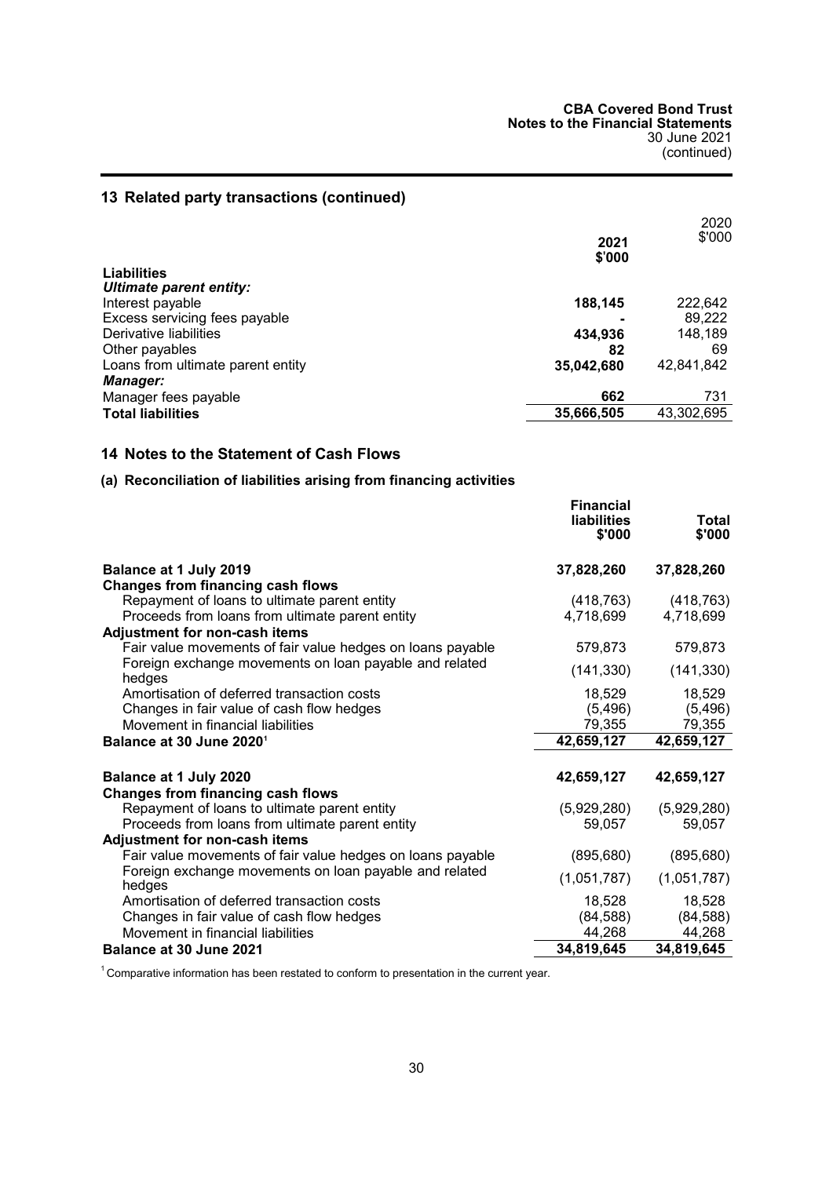## 13 Related party transactions (continued)

| | 2021 $'000 | 2020 $'000 |
|---|---|---|
| **Liabilities** | | |
| ***Ultimate parent entity:*** | | |
| Interest payable | **188,145** | 222,642 |
| Excess servicing fees payable | **-** | 89,222 |
| Derivative liabilities | **434,936** | 148,189 |
| Other payables | **82** | 69 |
| Loans from ultimate parent entity | **35,042,680** | 42,841,842 |
| ***Manager:*** | | |
| Manager fees payable | **662** | 731 |
| **Total liabilities** | **35,666,505** | 43,302,695 |

## 14 Notes to the Statement of Cash Flows

### (a) Reconciliation of liabilities arising from financing activities

| | Financial liabilities $'000 | Total $'000 |
|---|---|---|
| **Balance at 1 July 2019** | **37,828,260** | **37,828,260** |
| **Changes from financing cash flows** | | |
| Repayment of loans to ultimate parent entity | (418,763) | (418,763) |
| Proceeds from loans from ultimate parent entity | 4,718,699 | 4,718,699 |
| **Adjustment for non-cash items** | | |
| Fair value movements of fair value hedges on loans payable | 579,873 | 579,873 |
| Foreign exchange movements on loan payable and related hedges | (141,330) | (141,330) |
| Amortisation of deferred transaction costs | 18,529 | 18,529 |
| Changes in fair value of cash flow hedges | (5,496) | (5,496) |
| Movement in financial liabilities | 79,355 | 79,355 |
| **Balance at 30 June 2020[1]** | **42,659,127** | **42,659,127** |
| | | |
| **Balance at 1 July 2020** | **42,659,127** | **42,659,127** |
| **Changes from financing cash flows** | | |
| Repayment of loans to ultimate parent entity | (5,929,280) | (5,929,280) |
| Proceeds from loans from ultimate parent entity | 59,057 | 59,057 |
| **Adjustment for non-cash items** | | |
| Fair value movements of fair value hedges on loans payable | (895,680) | (895,680) |
| Foreign exchange movements on loan payable and related hedges | (1,051,787) | (1,051,787) |
| Amortisation of deferred transaction costs | 18,528 | 18,528 |
| Changes in fair value of cash flow hedges | (84,588) | (84,588) |
| Movement in financial liabilities | 44,268 | 44,268 |
| **Balance at 30 June 2021** | **34,819,645** | **34,819,645** |

[1] Comparative information has been restated to conform to presentation in the current year.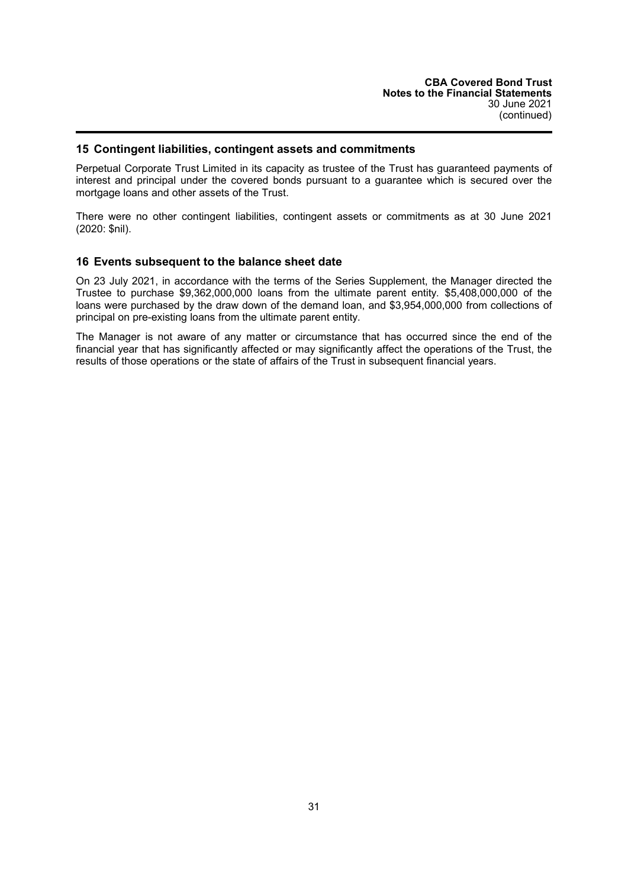## 15 Contingent liabilities, contingent assets and commitments

Perpetual Corporate Trust Limited in its capacity as trustee of the Trust has guaranteed payments of interest and principal under the covered bonds pursuant to a guarantee which is secured over the mortgage loans and other assets of the Trust.

There were no other contingent liabilities, contingent assets or commitments as at 30 June 2021 (2020: $nil).

## 16 Events subsequent to the balance sheet date

On 23 July 2021, in accordance with the terms of the Series Supplement, the Manager directed the Trustee to purchase $9,362,000,000 loans from the ultimate parent entity. $5,408,000,000 of the loans were purchased by the draw down of the demand loan, and $3,954,000,000 from collections of principal on pre-existing loans from the ultimate parent entity.

The Manager is not aware of any matter or circumstance that has occurred since the end of the financial year that has significantly affected or may significantly affect the operations of the Trust, the results of those operations or the state of affairs of the Trust in subsequent financial years.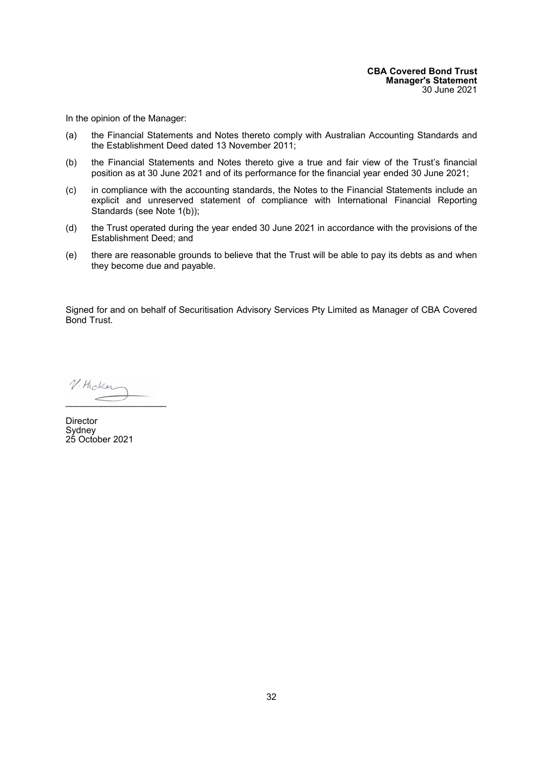**CBA Covered Bond Trust**
**Manager's Statement**
30 June 2021

In the opinion of the Manager:

(a) the Financial Statements and Notes thereto comply with Australian Accounting Standards and the Establishment Deed dated 13 November 2011;

(b) the Financial Statements and Notes thereto give a true and fair view of the Trust's financial position as at 30 June 2021 and of its performance for the financial year ended 30 June 2021;

(c) in compliance with the accounting standards, the Notes to the Financial Statements include an explicit and unreserved statement of compliance with International Financial Reporting Standards (see Note 1(b));

(d) the Trust operated during the year ended 30 June 2021 in accordance with the provisions of the Establishment Deed; and

(e) there are reasonable grounds to believe that the Trust will be able to pay its debts as and when they become due and payable.

Signed for and on behalf of Securitisation Advisory Services Pty Limited as Manager of CBA Covered Bond Trust.

V. Hicken
\_\_\_\_\_\_\_\_\_\_\_\_\_\_\_\_\_\_\_\_

Director
Sydney
25 October 2021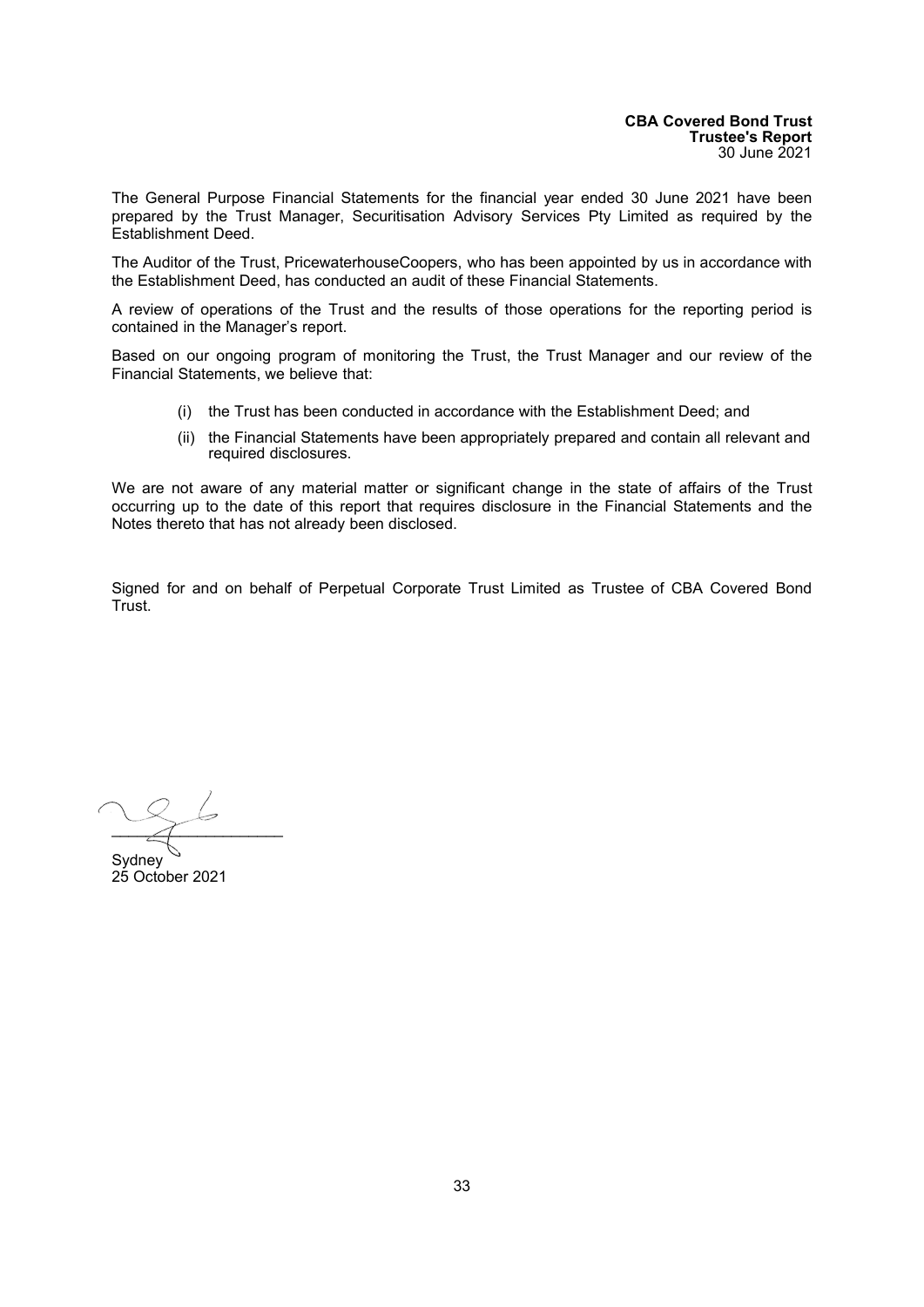**CBA Covered Bond Trust**
**Trustee's Report**
30 June 2021

The General Purpose Financial Statements for the financial year ended 30 June 2021 have been prepared by the Trust Manager, Securitisation Advisory Services Pty Limited as required by the Establishment Deed.

The Auditor of the Trust, PricewaterhouseCoopers, who has been appointed by us in accordance with the Establishment Deed, has conducted an audit of these Financial Statements.

A review of operations of the Trust and the results of those operations for the reporting period is contained in the Manager's report.

Based on our ongoing program of monitoring the Trust, the Trust Manager and our review of the Financial Statements, we believe that:

(i) the Trust has been conducted in accordance with the Establishment Deed; and

(ii) the Financial Statements have been appropriately prepared and contain all relevant and required disclosures.

We are not aware of any material matter or significant change in the state of affairs of the Trust occurring up to the date of this report that requires disclosure in the Financial Statements and the Notes thereto that has not already been disclosed.

Signed for and on behalf of Perpetual Corporate Trust Limited as Trustee of CBA Covered Bond Trust.

\_\_\_\_\_\_\_\_\_\_\_\_\_\_\_\_\_\_\_\_

Sydney
25 October 2021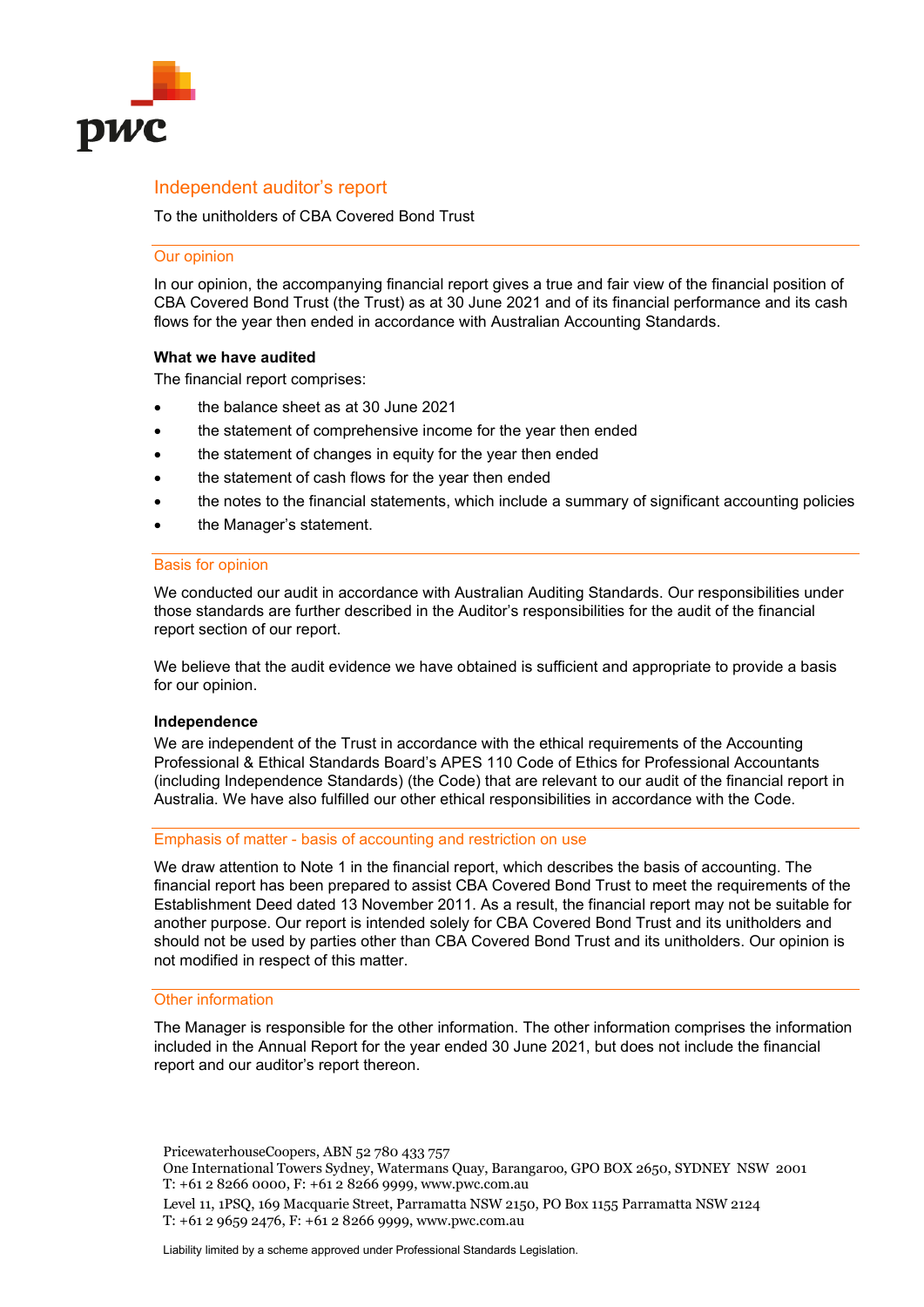# Independent auditor's report

To the unitholders of CBA Covered Bond Trust

## Our opinion

In our opinion, the accompanying financial report gives a true and fair view of the financial position of CBA Covered Bond Trust (the Trust) as at 30 June 2021 and of its financial performance and its cash flows for the year then ended in accordance with Australian Accounting Standards.

### What we have audited

The financial report comprises:

- the balance sheet as at 30 June 2021
- the statement of comprehensive income for the year then ended
- the statement of changes in equity for the year then ended
- the statement of cash flows for the year then ended
- the notes to the financial statements, which include a summary of significant accounting policies
- the Manager's statement.

## Basis for opinion

We conducted our audit in accordance with Australian Auditing Standards. Our responsibilities under those standards are further described in the Auditor's responsibilities for the audit of the financial report section of our report.

We believe that the audit evidence we have obtained is sufficient and appropriate to provide a basis for our opinion.

### Independence

We are independent of the Trust in accordance with the ethical requirements of the Accounting Professional & Ethical Standards Board's APES 110 Code of Ethics for Professional Accountants (including Independence Standards) (the Code) that are relevant to our audit of the financial report in Australia. We have also fulfilled our other ethical responsibilities in accordance with the Code.

## Emphasis of matter - basis of accounting and restriction on use

We draw attention to Note 1 in the financial report, which describes the basis of accounting. The financial report has been prepared to assist CBA Covered Bond Trust to meet the requirements of the Establishment Deed dated 13 November 2011. As a result, the financial report may not be suitable for another purpose. Our report is intended solely for CBA Covered Bond Trust and its unitholders and should not be used by parties other than CBA Covered Bond Trust and its unitholders. Our opinion is not modified in respect of this matter.

## Other information

The Manager is responsible for the other information. The other information comprises the information included in the Annual Report for the year ended 30 June 2021, but does not include the financial report and our auditor's report thereon.

PricewaterhouseCoopers, ABN 52 780 433 757
One International Towers Sydney, Watermans Quay, Barangaroo, GPO BOX 2650, SYDNEY NSW 2001
T: +61 2 8266 0000, F: +61 2 8266 9999, www.pwc.com.au
Level 11, 1PSQ, 169 Macquarie Street, Parramatta NSW 2150, PO Box 1155 Parramatta NSW 2124
T: +61 2 9659 2476, F: +61 2 8266 9999, www.pwc.com.au

Liability limited by a scheme approved under Professional Standards Legislation.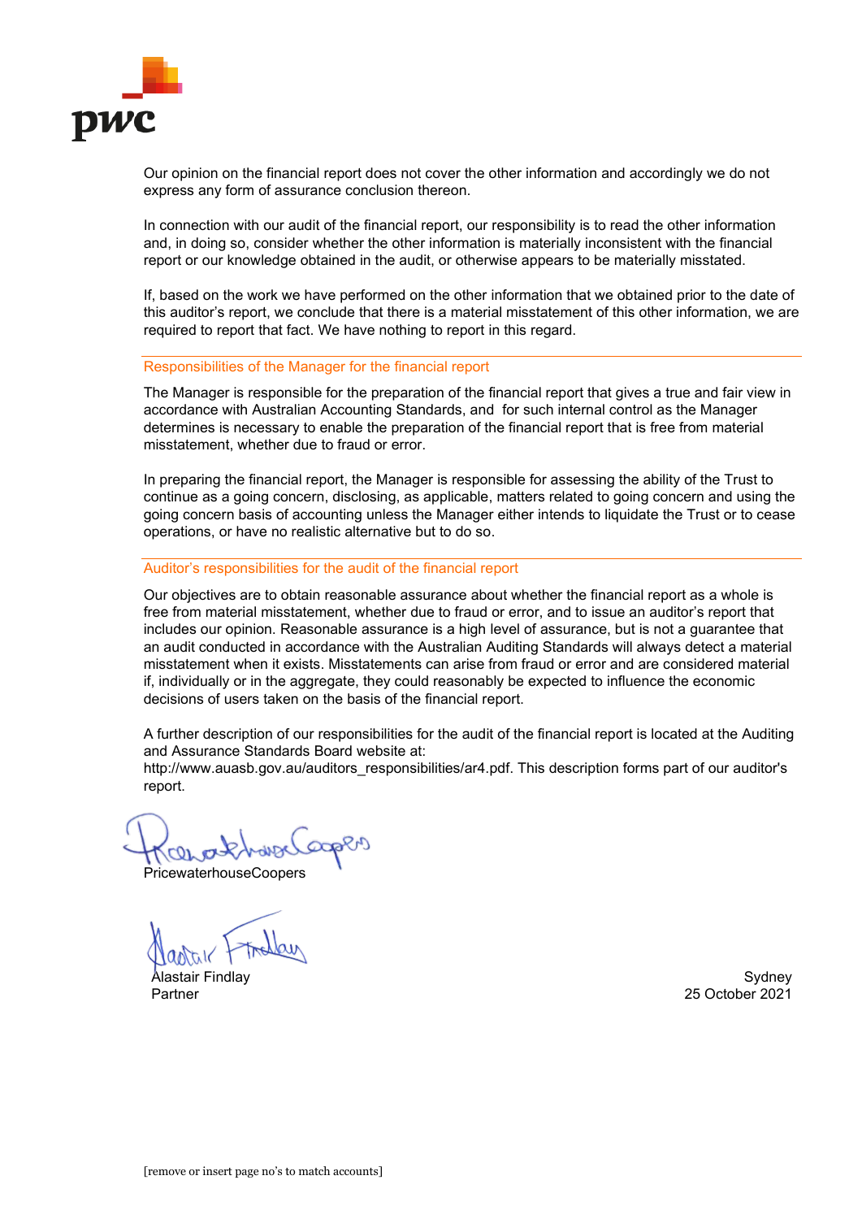Our opinion on the financial report does not cover the other information and accordingly we do not express any form of assurance conclusion thereon.

In connection with our audit of the financial report, our responsibility is to read the other information and, in doing so, consider whether the other information is materially inconsistent with the financial report or our knowledge obtained in the audit, or otherwise appears to be materially misstated.

If, based on the work we have performed on the other information that we obtained prior to the date of this auditor's report, we conclude that there is a material misstatement of this other information, we are required to report that fact. We have nothing to report in this regard.

## Responsibilities of the Manager for the financial report

The Manager is responsible for the preparation of the financial report that gives a true and fair view in accordance with Australian Accounting Standards, and for such internal control as the Manager determines is necessary to enable the preparation of the financial report that is free from material misstatement, whether due to fraud or error.

In preparing the financial report, the Manager is responsible for assessing the ability of the Trust to continue as a going concern, disclosing, as applicable, matters related to going concern and using the going concern basis of accounting unless the Manager either intends to liquidate the Trust or to cease operations, or have no realistic alternative but to do so.

## Auditor's responsibilities for the audit of the financial report

Our objectives are to obtain reasonable assurance about whether the financial report as a whole is free from material misstatement, whether due to fraud or error, and to issue an auditor's report that includes our opinion. Reasonable assurance is a high level of assurance, but is not a guarantee that an audit conducted in accordance with the Australian Auditing Standards will always detect a material misstatement when it exists. Misstatements can arise from fraud or error and are considered material if, individually or in the aggregate, they could reasonably be expected to influence the economic decisions of users taken on the basis of the financial report.

A further description of our responsibilities for the audit of the financial report is located at the Auditing and Assurance Standards Board website at: http://www.auasb.gov.au/auditors_responsibilities/ar4.pdf. This description forms part of our auditor's report.

PricewaterhouseCoopers

Alastair Findlay
Partner

Sydney
25 October 2021

[remove or insert page no's to match accounts]